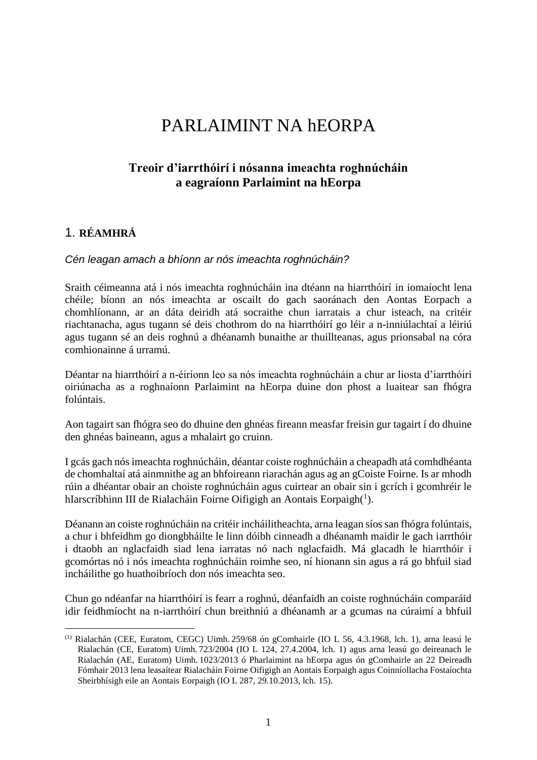# PARLAIMINT NA hEORPA

## Treoir d'iarrthóirí i nósanna imeachta roghnúcháin a eagraíonn Parlaimint na hEorpa

## 1. RÉAMHRÁ

*Cén leagan amach a bhíonn ar nós imeachta roghnúcháin?*

Sraith céimeanna atá i nós imeachta roghnúcháin ina dtéann na hiarrthóirí in iomaíocht lena chéile; bíonn an nós imeachta ar oscailt do gach saoránach den Aontas Eorpach a chomhlíonann, ar an dáta deiridh atá socraithe chun iarratais a chur isteach, na critéir riachtanacha, agus tugann sé deis chothrom do na hiarrthóirí go léir a n-inniúlachtaí a léiriú agus tugann sé an deis roghnú a dhéanamh bunaithe ar thuillteanas, agus prionsabal na córa comhionainne á urramú.

Déantar na hiarrthóirí a n-éiríonn leo sa nós imeachta roghnúcháin a chur ar liosta d'iarrthóirí oiriúnacha as a roghnaíonn Parlaimint na hEorpa duine don phost a luaitear san fhógra folúntais.

Aon tagairt san fhógra seo do dhuine den ghnéas fireann measfar freisin gur tagairt í do dhuine den ghnéas baineann, agus a mhalairt go cruinn.

I gcás gach nós imeachta roghnúcháin, déantar coiste roghnúcháin a cheapadh atá comhdhéanta de chomhaltaí atá ainmnithe ag an bhfoireann riaracháin agus ag an gCoiste Foirne. Is ar mhodh rúin a dhéantar obair an choiste roghnúcháin agus cuirtear an obair sin i gcrích i gcomhréir le hIarscríbhinn III de Rialacháin Foirne Oifigigh an Aontais Eorpaigh([1]).

Déanann an coiste roghnúcháin na critéir incháilitheachta, arna leagan síos san fhógra folúntais, a chur i bhfeidhm go diongbháilte le linn dóibh cinneadh a dhéanamh maidir le gach iarrthóir i dtaobh an nglacfaidh siad lena iarratas nó nach nglacfaidh. Má glacadh le hiarrthóir i gcomórtas nó i nós imeachta roghnúcháin roimhe seo, ní hionann sin agus a rá go bhfuil siad incháilithe go huathoibríoch don nós imeachta seo.

Chun go ndéanfar na hiarrthóirí is fearr a roghnú, déanfaidh an coiste roghnúcháin comparáid idir feidhmíocht na n-iarrthóirí chun breithniú a dhéanamh ar a gcumas na cúraimí a bhfuil

---

(1) Rialachán (CEE, Euratom, CEGC) Uimh. 259/68 ón gComhairle (IO L 56, 4.3.1968, lch. 1), arna leasú le Rialachán (CE, Euratom) Uimh. 723/2004 (IO L 124, 27.4.2004, lch. 1) agus arna leasú go deireanach le Rialachán (AE, Euratom) Uimh. 1023/2013 ó Pharlaimint na hEorpa agus ón gComhairle an 22 Deireadh Fómhair 2013 lena leasaítear Rialacháin Foirne Oifigigh an Aontais Eorpaigh agus Coinníollacha Fostaíochta Sheirbhísigh eile an Aontais Eorpaigh (IO L 287, 29.10.2013, lch. 15).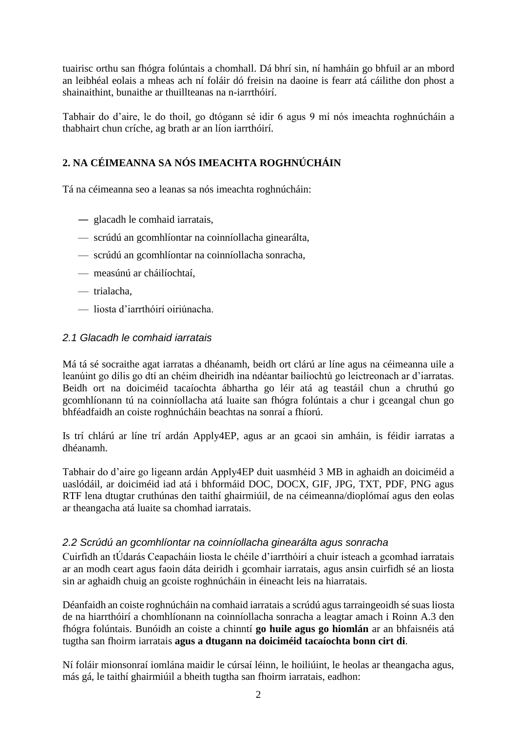tuairisc orthu san fhógra folúntais a chomhall. Dá bhrí sin, ní hamháin go bhfuil ar an mbord an leibhéal eolais a mheas ach ní foláir dó freisin na daoine is fearr atá cáilithe don phost a shainaithint, bunaithe ar thuillteanas na n-iarrthóirí.

Tabhair do d'aire, le do thoil, go dtógann sé idir 6 agus 9 mí nós imeachta roghnúcháin a thabhairt chun críche, ag brath ar an líon iarrthóirí.

## 2. NA CÉIMEANNA SA NÓS IMEACHTA ROGHNÚCHÁIN

Tá na céimeanna seo a leanas sa nós imeachta roghnúcháin:

- glacadh le comhaid iarratais,
- scrúdú an gcomhlíontar na coinníollacha ginearálta,
- scrúdú an gcomhlíontar na coinníollacha sonracha,
- measúnú ar cháilíochtaí,
- trialacha,
- liosta d'iarrthóirí oiriúnacha.

### *2.1 Glacadh le comhaid iarratais*

Má tá sé socraithe agat iarratas a dhéanamh, beidh ort clárú ar líne agus na céimeanna uile a leanúint go dílis go dtí an chéim dheiridh ina ndéantar bailíochtú go leictreonach ar d'iarratas. Beidh ort na doiciméid tacaíochta ábhartha go léir atá ag teastáil chun a chruthú go gcomhlíonann tú na coinníollacha atá luaite san fhógra folúntais a chur i gceangal chun go bhféadfaidh an coiste roghnúcháin beachtas na sonraí a fhíorú.

Is trí chlárú ar líne trí ardán Apply4EP, agus ar an gcaoi sin amháin, is féidir iarratas a dhéanamh.

Tabhair do d'aire go ligeann ardán Apply4EP duit uasmhéid 3 MB in aghaidh an doiciméid a uaslódáil, ar doiciméid iad atá i bhformáid DOC, DOCX, GIF, JPG, TXT, PDF, PNG agus RTF lena dtugtar cruthúnas den taithí ghairmiúil, de na céimeanna/dioplómaí agus den eolas ar theangacha atá luaite sa chomhad iarratais.

### *2.2 Scrúdú an gcomhlíontar na coinníollacha ginearálta agus sonracha*

Cuirfidh an tÚdarás Ceapacháin liosta le chéile d'iarrthóirí a chuir isteach a gcomhad iarratais ar an modh ceart agus faoin dáta deiridh i gcomhair iarratais, agus ansin cuirfidh sé an liosta sin ar aghaidh chuig an gcoiste roghnúcháin in éineacht leis na hiarratais.

Déanfaidh an coiste roghnúcháin na comhaid iarratais a scrúdú agus tarraingeoidh sé suas liosta de na hiarrthóirí a chomhlíonann na coinníollacha sonracha a leagtar amach i Roinn A.3 den fhógra folúntais. Bunóidh an coiste a chinntí **go huile agus go hiomlán** ar an bhfaisnéis atá tugtha san fhoirm iarratais **agus a dtugann na doiciméid tacaíochta bonn cirt di**.

Ní foláir mionsonraí iomlána maidir le cúrsaí léinn, le hoiliúint, le heolas ar theangacha agus, más gá, le taithí ghairmiúil a bheith tugtha san fhoirm iarratais, eadhon: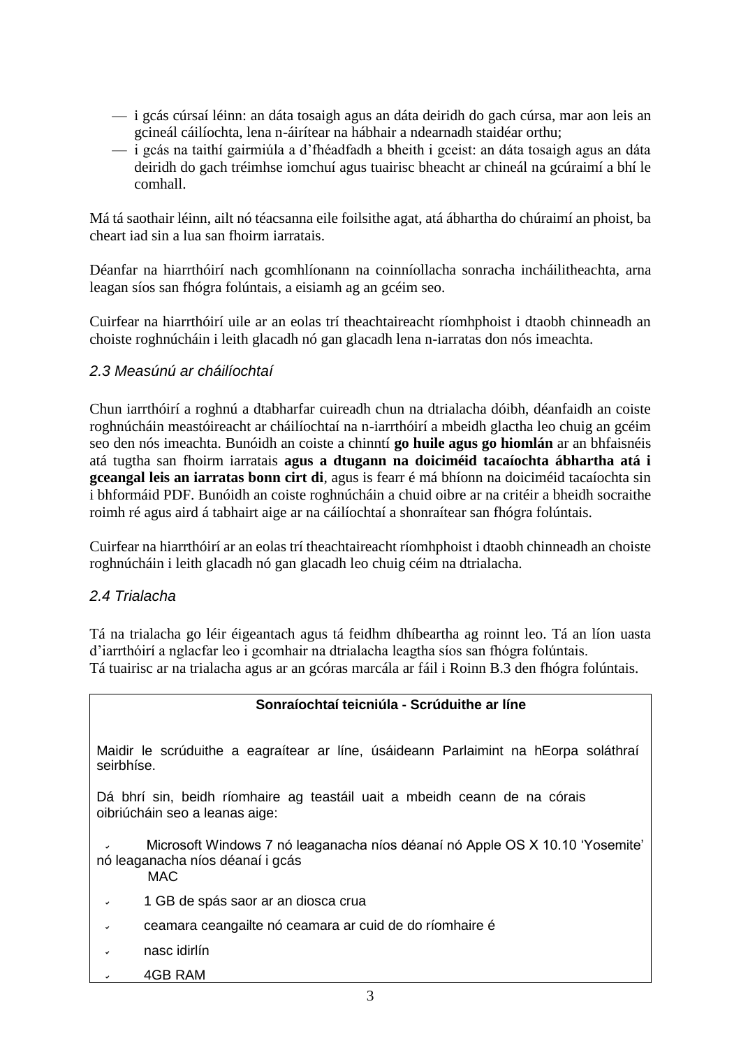- i gcás cúrsaí léinn: an dáta tosaigh agus an dáta deiridh do gach cúrsa, mar aon leis an gcineál cáilíochta, lena n-áirítear na hábhair a ndearnadh staidéar orthu;
- i gcás na taithí gairmiúla a d'fhéadfadh a bheith i gceist: an dáta tosaigh agus an dáta deiridh do gach tréimhse iomchuí agus tuairisc bheacht ar chineál na gcúraimí a bhí le comhall.

Má tá saothair léinn, ailt nó téacsanna eile foilsithe agat, atá ábhartha do chúraimí an phoist, ba cheart iad sin a lua san fhoirm iarratais.

Déanfar na hiarrthóirí nach gcomhlíonann na coinníollacha sonracha incháilitheachta, arna leagan síos san fhógra folúntais, a eisiamh ag an gcéim seo.

Cuirfear na hiarrthóirí uile ar an eolas trí theachtaireacht ríomhphoist i dtaobh chinneadh an choiste roghnúcháin i leith glacadh nó gan glacadh lena n-iarratas don nós imeachta.

### *2.3 Measúnú ar cháilíochtaí*

Chun iarrthóirí a roghnú a dtabharfar cuireadh chun na dtrialacha dóibh, déanfaidh an coiste roghnúcháin meastóireacht ar cháilíochtaí na n-iarrthóirí a mbeidh glactha leo chuig an gcéim seo den nós imeachta. Bunóidh an coiste a chinntí **go huile agus go hiomlán** ar an bhfaisnéis atá tugtha san fhoirm iarratais **agus a dtugann na doiciméid tacaíochta ábhartha atá i gceangal leis an iarratas bonn cirt di**, agus is fearr é má bhíonn na doiciméid tacaíochta sin i bhformáid PDF. Bunóidh an coiste roghnúcháin a chuid oibre ar na critéir a bheidh socraithe roimh ré agus aird á tabhairt aige ar na cáilíochtaí a shonraítear san fhógra folúntais.

Cuirfear na hiarrthóirí ar an eolas trí theachtaireacht ríomhphoist i dtaobh chinneadh an choiste roghnúcháin i leith glacadh nó gan glacadh leo chuig céim na dtrialacha.

### *2.4 Trialacha*

Tá na trialacha go léir éigeantach agus tá feidhm dhíbeartha ag roinnt leo. Tá an líon uasta d'iarrthóirí a nglacfar leo i gcomhair na dtrialacha leagtha síos san fhógra folúntais.
Tá tuairisc ar na trialacha agus ar an gcóras marcála ar fáil i Roinn B.3 den fhógra folúntais.

**Sonraíochtaí teicniúla - Scrúduithe ar líne**

Maidir le scrúduithe a eagraítear ar líne, úsáideann Parlaimint na hEorpa soláthraí seirbhíse.

Dá bhrí sin, beidh ríomhaire ag teastáil uait a mbeidh ceann de na córais oibriúcháin seo a leanas aige:

- Microsoft Windows 7 nó leaganacha níos déanaí nó Apple OS X 10.10 'Yosemite' nó leaganacha níos déanaí i gcás MAC
- 1 GB de spás saor ar an diosca crua
- ceamara ceangailte nó ceamara ar cuid de do ríomhaire é
- nasc idirlín
- 4GB RAM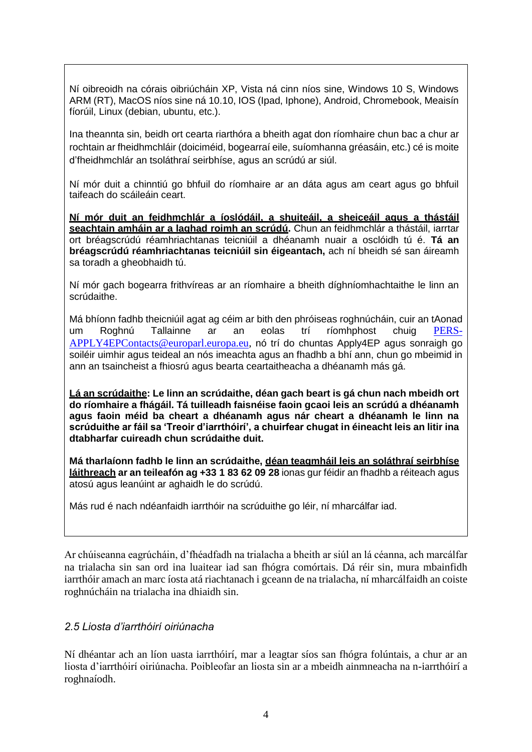Ní oibreoidh na córais oibriúcháin XP, Vista ná cinn níos sine, Windows 10 S, Windows ARM (RT), MacOS níos sine ná 10.10, IOS (Ipad, Iphone), Android, Chromebook, Meaisín fíorúil, Linux (debian, ubuntu, etc.).

Ina theannta sin, beidh ort cearta riarthóra a bheith agat don ríomhaire chun bac a chur ar rochtain ar fheidhmchláir (doiciméid, bogearraí eile, suíomhanna gréasáin, etc.) cé is moite d'fheidhmchlár an tsoláthraí seirbhíse, agus an scrúdú ar siúl.

Ní mór duit a chinntiú go bhfuil do ríomhaire ar an dáta agus am ceart agus go bhfuil taifeach do scáileáin ceart.

**<u>Ní mór duit an feidhmchlár a íoslódáil, a shuiteáil, a sheiceáil agus a thástáil seachtain amháin ar a laghad roimh an scrúdú</u>.** Chun an feidhmchlár a thástáil, iarrtar ort bréagscrúdú réamhriachtanas teicniúil a dhéanamh nuair a osclóidh tú é. **Tá an bréagscrúdú réamhriachtanas teicniúil sin éigeantach,** ach ní bheidh sé san áireamh sa toradh a gheobhaidh tú.

Ní mór gach bogearra frithvíreas ar an ríomhaire a bheith díghníomhachtaithe le linn an scrúdaithe.

Má bhíonn fadhb theicniúil agat ag céim ar bith den phróiseas roghnúcháin, cuir an tAonad um Roghnú Tallainne ar an eolas trí ríomhphost chuig [PERS-APPLY4EPContacts@europarl.europa.eu](mailto:PERS-APPLY4EPContacts@europarl.europa.eu), nó trí do chuntas Apply4EP agus sonraigh go soiléir uimhir agus teideal an nós imeachta agus an fhadhb a bhí ann, chun go mbeimid in ann an tsaincheist a fhiosrú agus bearta ceartaitheacha a dhéanamh más gá.

**<u>Lá an scrúdaithe</u>: Le linn an scrúdaithe, déan gach beart is gá chun nach mbeidh ort do ríomhaire a fhágáil. Tá tuilleadh faisnéise faoin gcaoi leis an scrúdú a dhéanamh agus faoin méid ba cheart a dhéanamh agus nár cheart a dhéanamh le linn na scrúduithe ar fáil sa 'Treoir d'iarrthóirí', a chuirfear chugat in éineacht leis an litir ina dtabharfar cuireadh chun scrúdaithe duit.**

**Má tharlaíonn fadhb le linn an scrúdaithe, <u>déan teagmháil leis an soláthraí seirbhíse láithreach</u> ar an teileafón ag +33 1 83 62 09 28** ionas gur féidir an fhadhb a réiteach agus atosú agus leanúint ar aghaidh le do scrúdú.

Más rud é nach ndéanfaidh iarrthóir na scrúduithe go léir, ní mharcálfar iad.

Ar chúiseanna eagrúcháin, d'fhéadfadh na trialacha a bheith ar siúl an lá céanna, ach marcálfar na trialacha sin san ord ina luaitear iad san fhógra comórtais. Dá réir sin, mura mbainfidh iarrthóir amach an marc íosta atá riachtanach i gceann de na trialacha, ní mharcálfaidh an coiste roghnúcháin na trialacha ina dhiaidh sin.

### *2.5 Liosta d'iarrthóirí oiriúnacha*

Ní dhéantar ach an líon uasta iarrthóirí, mar a leagtar síos san fhógra folúntais, a chur ar an liosta d'iarrthóirí oiriúnacha. Poibleofar an liosta sin ar a mbeidh ainmneacha na n-iarrthóirí a roghnaíodh.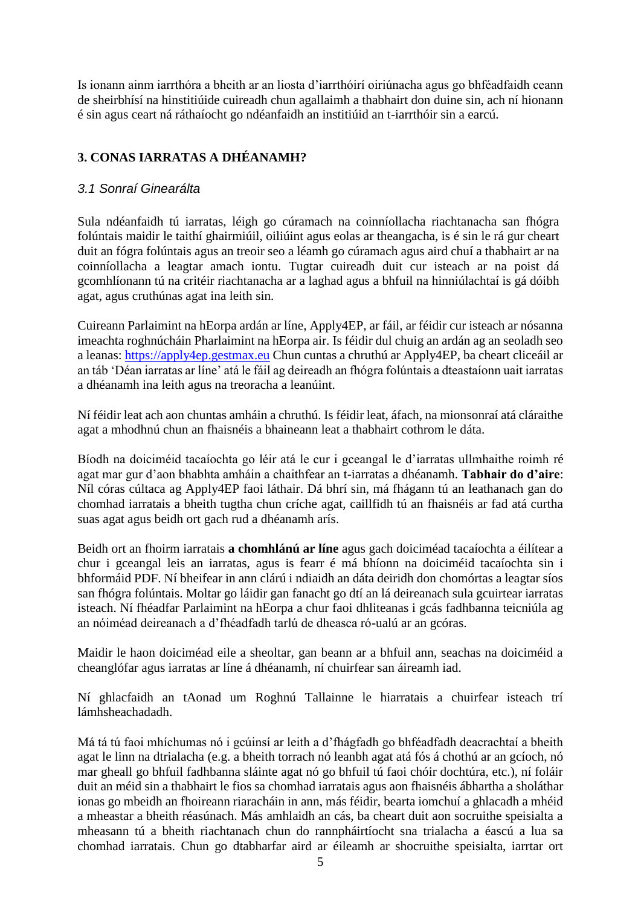Is ionann ainm iarrthóra a bheith ar an liosta d'iarrthóirí oiriúnacha agus go bhféadfaidh ceann de sheirbhísí na hinstitiúide cuireadh chun agallaimh a thabhairt don duine sin, ach ní hionann é sin agus ceart ná ráthaíocht go ndéanfaidh an institiúid an t-iarrthóir sin a earcú.

## 3. CONAS IARRATAS A DHÉANAMH?

### *3.1 Sonraí Ginearálta*

Sula ndéanfaidh tú iarratas, léigh go cúramach na coinníollacha riachtanacha san fhógra folúntais maidir le taithí ghairmiúil, oiliúint agus eolas ar theangacha, is é sin le rá gur cheart duit an fógra folúntais agus an treoir seo a léamh go cúramach agus aird chuí a thabhairt ar na coinníollacha a leagtar amach iontu. Tugtar cuireadh duit cur isteach ar na poist dá gcomhlíonann tú na critéir riachtanacha ar a laghad agus a bhfuil na hinniúlachtaí is gá dóibh agat, agus cruthúnas agat ina leith sin.

Cuireann Parlaimint na hEorpa ardán ar líne, Apply4EP, ar fáil, ar féidir cur isteach ar nósanna imeachta roghnúcháin Pharlaimint na hEorpa air. Is féidir dul chuig an ardán ag an seoladh seo a leanas: [https://apply4ep.gestmax.eu](https://apply4ep.gestmax.eu) Chun cuntas a chruthú ar Apply4EP, ba cheart cliceáil ar an táb 'Déan iarratas ar líne' atá le fáil ag deireadh an fhógra folúntais a dteastaíonn uait iarratas a dhéanamh ina leith agus na treoracha a leanúint.

Ní féidir leat ach aon chuntas amháin a chruthú. Is féidir leat, áfach, na mionsonraí atá cláraithe agat a mhodhnú chun an fhaisnéis a bhaineann leat a thabhairt cothrom le dáta.

Bíodh na doiciméid tacaíochta go léir atá le cur i gceangal le d'iarratas ullmhaithe roimh ré agat mar gur d'aon bhabhta amháin a chaithfear an t-iarratas a dhéanamh. **Tabhair do d'aire**: Níl córas cúltaca ag Apply4EP faoi láthair. Dá bhrí sin, má fhágann tú an leathanach gan do chomhad iarratais a bheith tugtha chun críche agat, caillfidh tú an fhaisnéis ar fad atá curtha suas agat agus beidh ort gach rud a dhéanamh arís.

Beidh ort an fhoirm iarratais **a chomhlánú ar líne** agus gach doiciméad tacaíochta a éilítear a chur i gceangal leis an iarratas, agus is fearr é má bhíonn na doiciméid tacaíochta sin i bhformáid PDF. Ní bheifear in ann clárú i ndiaidh an dáta deiridh don chomórtas a leagtar síos san fhógra folúntais. Moltar go láidir gan fanacht go dtí an lá deireanach sula gcuirtear iarratas isteach. Ní fhéadfar Parlaimint na hEorpa a chur faoi dhliteanas i gcás fadhbanna teicniúla ag an nóiméad deireanach a d'fhéadfadh tarlú de dheasca ró-ualú ar an gcóras.

Maidir le haon doiciméad eile a sheoltar, gan beann ar a bhfuil ann, seachas na doiciméid a cheanglófar agus iarratas ar líne á dhéanamh, ní chuirfear san áireamh iad.

Ní ghlacfaidh an tAonad um Roghnú Tallainne le hiarratais a chuirfear isteach trí lámhsheachadadh.

Má tá tú faoi mhíchumas nó i gcúinsí ar leith a d'fhágfadh go bhféadfadh deacrachtaí a bheith agat le linn na dtrialacha (e.g. a bheith torrach nó leanbh agat atá fós á chothú ar an gcíoch, nó mar gheall go bhfuil fadhbanna sláinte agat nó go bhfuil tú faoi chóir dochtúra, etc.), ní foláir duit an méid sin a thabhairt le fios sa chomhad iarratais agus aon fhaisnéis ábhartha a sholáthar ionas go mbeidh an fhoireann riaracháin in ann, más féidir, bearta iomchuí a ghlacadh a mhéid a mheastar a bheith réasúnach. Más amhlaidh an cás, ba cheart duit aon socruithe speisialta a mheasann tú a bheith riachtanach chun do rannpháirtíocht sna trialacha a éascú a lua sa chomhad iarratais. Chun go dtabharfar aird ar éileamh ar shocruithe speisialta, iarrtar ort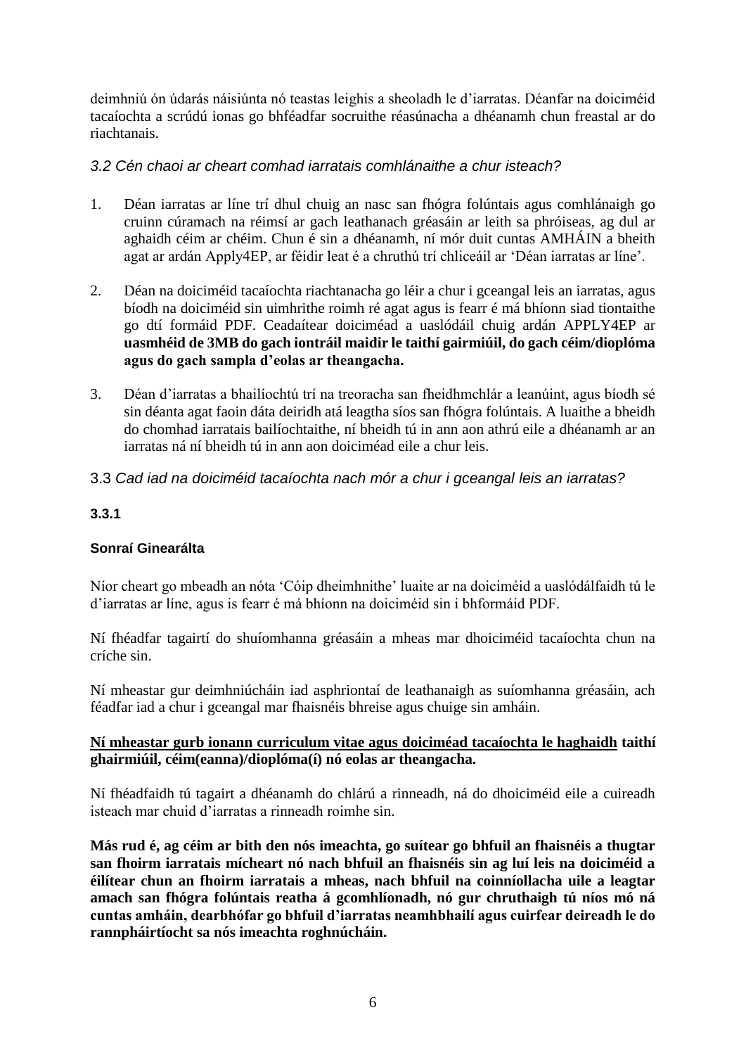deimhniú ón údarás náisiúnta nó teastas leighis a sheoladh le d'iarratas. Déanfar na doiciméid tacaíochta a scrúdú ionas go bhféadfar socruithe réasúnacha a dhéanamh chun freastal ar do riachtanais.

### *3.2 Cén chaoi ar cheart comhad iarratais comhlánaithe a chur isteach?*

1. Déan iarratas ar líne trí dhul chuig an nasc san fhógra folúntais agus comhlánaigh go cruinn cúramach na réimsí ar gach leathanach gréasáin ar leith sa phróiseas, ag dul ar aghaidh céim ar chéim. Chun é sin a dhéanamh, ní mór duit cuntas AMHÁIN a bheith agat ar ardán Apply4EP, ar féidir leat é a chruthú trí chliceáil ar 'Déan iarratas ar líne'.

2. Déan na doiciméid tacaíochta riachtanacha go léir a chur i gceangal leis an iarratas, agus bíodh na doiciméid sin uimhrithe roimh ré agat agus is fearr é má bhíonn siad tiontaithe go dtí formáid PDF. Ceadaítear doiciméad a uaslódáil chuig ardán APPLY4EP ar **uasmhéid de 3MB do gach iontráil maidir le taithí gairmiúil, do gach céim/dioplóma agus do gach sampla d'eolas ar theangacha.**

3. Déan d'iarratas a bhailíochtú trí na treoracha san fheidhmchlár a leanúint, agus bíodh sé sin déanta agat faoin dáta deiridh atá leagtha síos san fhógra folúntais. A luaithe a bheidh do chomhad iarratais bailíochtaithe, ní bheidh tú in ann aon athrú eile a dhéanamh ar an iarratas ná ní bheidh tú in ann aon doiciméad eile a chur leis.

### 3.3 *Cad iad na doiciméid tacaíochta nach mór a chur i gceangal leis an iarratas?*

#### 3.3.1

#### Sonraí Ginearálta

Níor cheart go mbeadh an nóta 'Cóip dheimhnithe' luaite ar na doiciméid a uaslódálfaidh tú le d'iarratas ar líne, agus is fearr é má bhíonn na doiciméid sin i bhformáid PDF.

Ní fhéadfar tagairtí do shuíomhanna gréasáin a mheas mar dhoiciméid tacaíochta chun na críche sin.

Ní mheastar gur deimhniúcháin iad asphriontaí de leathanaigh as suíomhanna gréasáin, ach féadfar iad a chur i gceangal mar fhaisnéis bhreise agus chuige sin amháin.

**<u>Ní mheastar gurb ionann curriculum vitae agus doiciméad tacaíochta le haghaidh</u> taithí ghairmiúil, céim(eanna)/dioplóma(í) nó eolas ar theangacha.**

Ní fhéadfaidh tú tagairt a dhéanamh do chlárú a rinneadh, ná do dhoiciméid eile a cuireadh isteach mar chuid d'iarratas a rinneadh roimhe sin.

**Más rud é, ag céim ar bith den nós imeachta, go suítear go bhfuil an fhaisnéis a thugtar san fhoirm iarratais mícheart nó nach bhfuil an fhaisnéis sin ag luí leis na doiciméid a éilítear chun an fhoirm iarratais a mheas, nach bhfuil na coinníollacha uile a leagtar amach san fhógra folúntais reatha á gcomhlíonadh, nó gur chruthaigh tú níos mó ná cuntas amháin, dearbhófar go bhfuil d'iarratas neamhbhailí agus cuirfear deireadh le do rannpháirtíocht sa nós imeachta roghnúcháin.**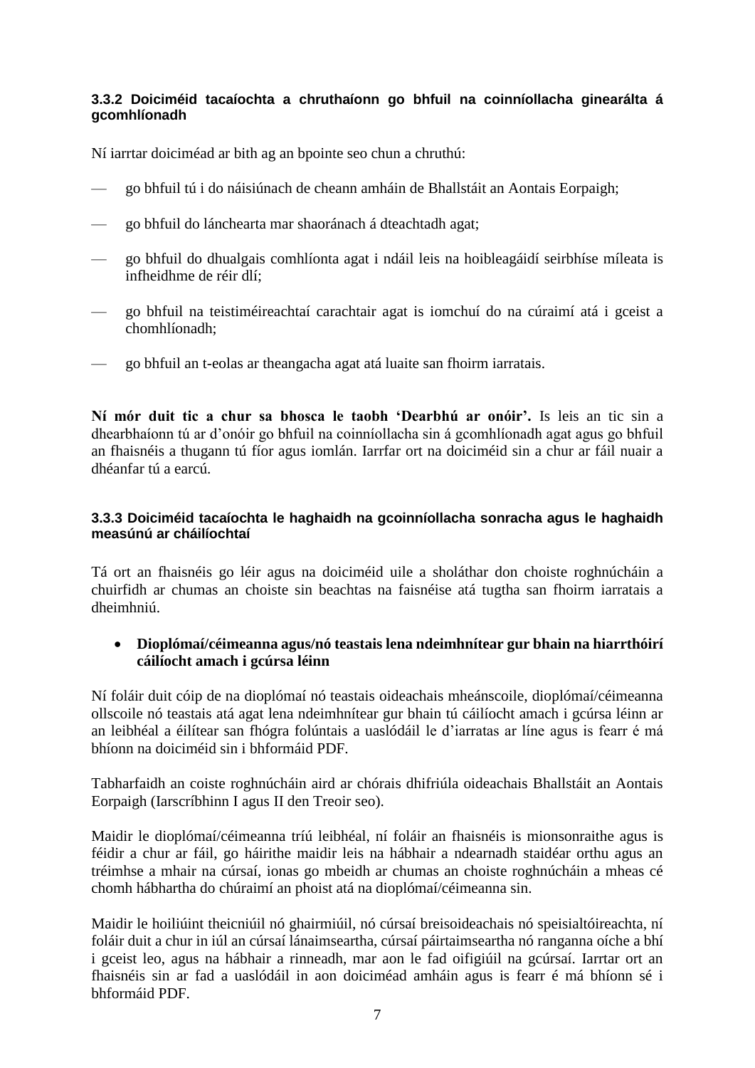### 3.3.2 Doiciméid tacaíochta a chruthaíonn go bhfuil na coinníollacha ginearálta á gcomhlíonadh

Ní iarrtar doiciméad ar bith ag an bpointe seo chun a chruthú:

- go bhfuil tú i do náisiúnach de cheann amháin de Bhallstáit an Aontais Eorpaigh;
- go bhfuil do lánchearta mar shaoránach á dteachtadh agat;
- go bhfuil do dhualgais comhlíonta agat i ndáil leis na hoibleagáidí seirbhíse míleata is infheidhme de réir dlí;
- go bhfuil na teistiméireachtaí carachtair agat is iomchuí do na cúraimí atá i gceist a chomhlíonadh;
- go bhfuil an t-eolas ar theangacha agat atá luaite san fhoirm iarratais.

**Ní mór duit tic a chur sa bhosca le taobh 'Dearbhú ar onóir'.** Is leis an tic sin a dhearbhaíonn tú ar d'onóir go bhfuil na coinníollacha sin á gcomhlíonadh agat agus go bhfuil an fhaisnéis a thugann tú fíor agus iomlán. Iarrfar ort na doiciméid sin a chur ar fáil nuair a dhéanfar tú a earcú.

### 3.3.3 Doiciméid tacaíochta le haghaidh na gcoinníollacha sonracha agus le haghaidh measúnú ar cháilíochtaí

Tá ort an fhaisnéis go léir agus na doiciméid uile a sholáthar don choiste roghnúcháin a chuirfidh ar chumas an choiste sin beachtas na faisnéise atá tugtha san fhoirm iarratais a dheimhniú.

- **Dioplómaí/céimeanna agus/nó teastais lena ndeimhnítear gur bhain na hiarrthóirí cáilíocht amach i gcúrsa léinn**

Ní foláir duit cóip de na dioplómaí nó teastais oideachais mheánscoile, dioplómaí/céimeanna ollscoile nó teastais atá agat lena ndeimhnítear gur bhain tú cáilíocht amach i gcúrsa léinn ar an leibhéal a éilítear san fhógra folúntais a uaslódáil le d'iarratas ar líne agus is fearr é má bhíonn na doiciméid sin i bhformáid PDF.

Tabharfaidh an coiste roghnúcháin aird ar chórais dhifriúla oideachais Bhallstáit an Aontais Eorpaigh (Iarscríbhinn I agus II den Treoir seo).

Maidir le dioplómaí/céimeanna tríú leibhéal, ní foláir an fhaisnéis is mionsonraithe agus is féidir a chur ar fáil, go háirithe maidir leis na hábhair a ndearnadh staidéar orthu agus an tréimhse a mhair na cúrsaí, ionas go mbeidh ar chumas an choiste roghnúcháin a mheas cé chomh hábhartha do chúraimí an phoist atá na dioplómaí/céimeanna sin.

Maidir le hoiliúint theicniúil nó ghairmiúil, nó cúrsaí breisoideachais nó speisialtóireachta, ní foláir duit a chur in iúl an cúrsaí lánaimseartha, cúrsaí páirtaimseartha nó ranganna oíche a bhí i gceist leo, agus na hábhair a rinneadh, mar aon le fad oifigiúil na gcúrsaí. Iarrtar ort an fhaisnéis sin ar fad a uaslódáil in aon doiciméad amháin agus is fearr é má bhíonn sé i bhformáid PDF.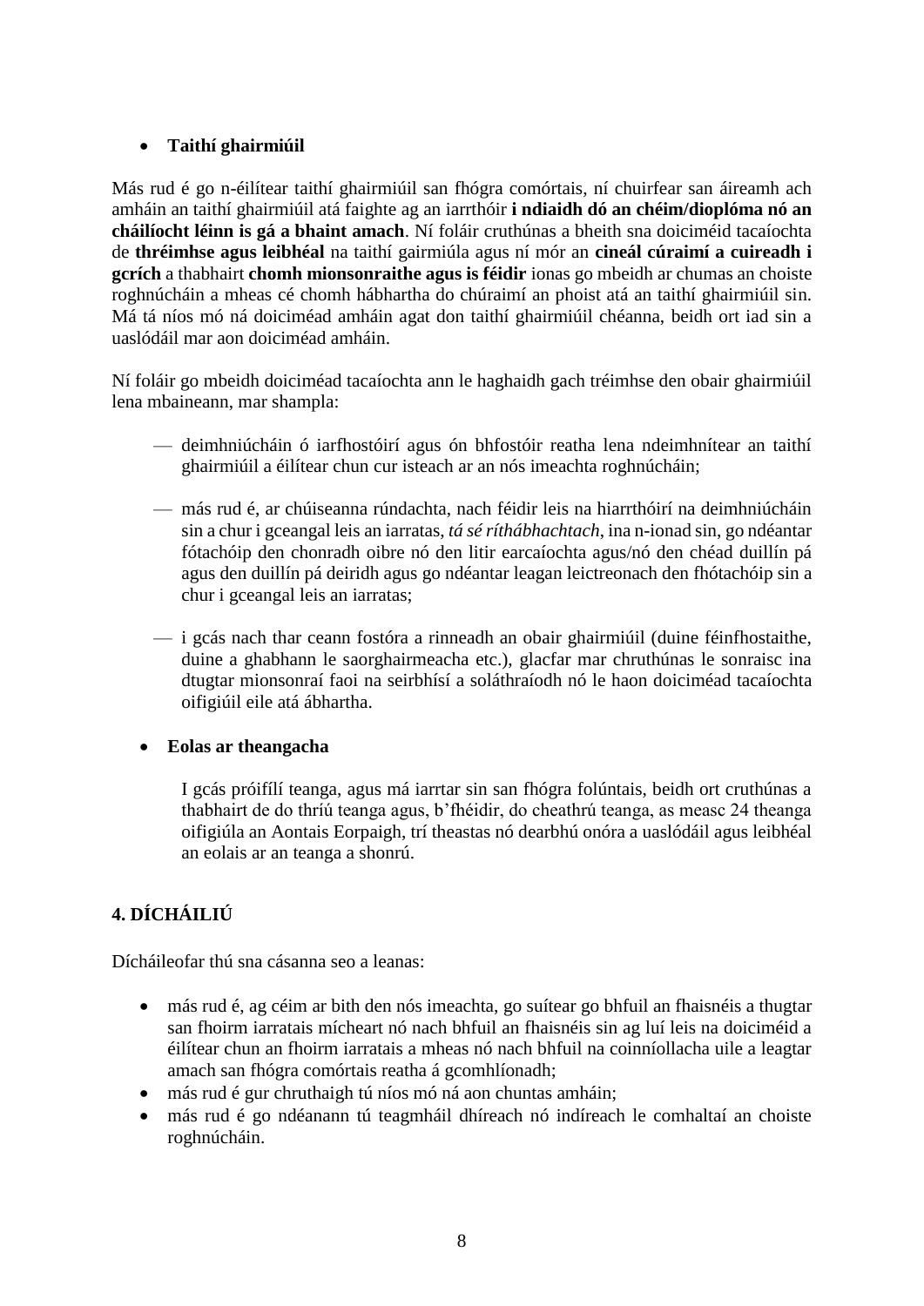- **Taithí ghairmiúil**

Más rud é go n-éilítear taithí ghairmiúil san fhógra comórtais, ní chuirfear san áireamh ach amháin an taithí ghairmiúil atá faighte ag an iarrthóir **i ndiaidh dó an chéim/dioplóma nó an cháilíocht léinn is gá a bhaint amach**. Ní foláir cruthúnas a bheith sna doiciméid tacaíochta de **thréimhse agus leibhéal** na taithí gairmiúla agus ní mór an **cineál cúraimí a cuireadh i gcrích** a thabhairt **chomh mionsonraithe agus is féidir** ionas go mbeidh ar chumas an choiste roghnúcháin a mheas cé chomh hábhartha do chúraimí an phoist atá an taithí ghairmiúil sin. Má tá níos mó ná doiciméad amháin agat don taithí ghairmiúil chéanna, beidh ort iad sin a uaslódáil mar aon doiciméad amháin.

Ní foláir go mbeidh doiciméad tacaíochta ann le haghaidh gach tréimhse den obair ghairmiúil lena mbaineann, mar shampla:

- deimhniúcháin ó iarfhostóirí agus ón bhfostóir reatha lena ndeimhnítear an taithí ghairmiúil a éilítear chun cur isteach ar an nós imeachta roghnúcháin;
- más rud é, ar chúiseanna rúndachta, nach féidir leis na hiarrthóirí na deimhniúcháin sin a chur i gceangal leis an iarratas, *tá sé ríthábhachtach*, ina n-ionad sin, go ndéantar fótachóip den chonradh oibre nó den litir earcaíochta agus/nó den chéad duillín pá agus den duillín pá deiridh agus go ndéantar leagan leictreonach den fhótachóip sin a chur i gceangal leis an iarratas;
- i gcás nach thar ceann fostóra a rinneadh an obair ghairmiúil (duine féinfhostaithe, duine a ghabhann le saorghairmeacha etc.), glacfar mar chruthúnas le sonraisc ina dtugtar mionsonraí faoi na seirbhísí a soláthraíodh nó le haon doiciméad tacaíochta oifigiúil eile atá ábhartha.

- **Eolas ar theangacha**

  I gcás próifílí teanga, agus má iarrtar sin san fhógra folúntais, beidh ort cruthúnas a thabhairt de do thríú teanga agus, b'fhéidir, do cheathrú teanga, as measc 24 theanga oifigiúla an Aontais Eorpaigh, trí theastas nó dearbhú onóra a uaslódáil agus leibhéal an eolais ar an teanga a shonrú.

## 4. DÍCHÁILIÚ

Dícháileofar thú sna cásanna seo a leanas:

- más rud é, ag céim ar bith den nós imeachta, go suítear go bhfuil an fhaisnéis a thugtar san fhoirm iarratais mícheart nó nach bhfuil an fhaisnéis sin ag luí leis na doiciméid a éilítear chun an fhoirm iarratais a mheas nó nach bhfuil na coinníollacha uile a leagtar amach san fhógra comórtais reatha á gcomhlíonadh;
- más rud é gur chruthaigh tú níos mó ná aon chuntas amháin;
- más rud é go ndéanann tú teagmháil dhíreach nó indíreach le comhaltaí an choiste roghnúcháin.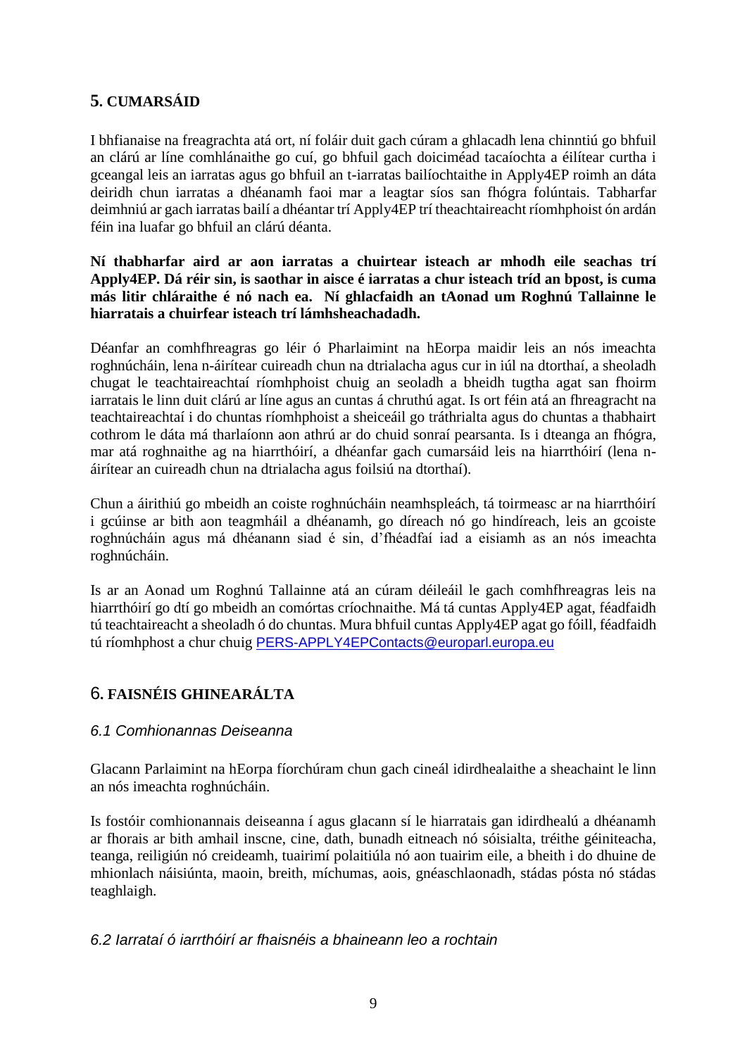## 5. CUMARSÁID

I bhfianaise na freagrachta atá ort, ní foláir duit gach cúram a ghlacadh lena chinntiú go bhfuil an clárú ar líne comhlánaithe go cuí, go bhfuil gach doiciméad tacaíochta a éilítear curtha i gceangal leis an iarratas agus go bhfuil an t-iarratas bailíochtaithe in Apply4EP roimh an dáta deiridh chun iarratas a dhéanamh faoi mar a leagtar síos san fhógra folúntais. Tabharfar deimhniú ar gach iarratas bailí a dhéantar trí Apply4EP trí theachtaireacht ríomhphoist ón ardán féin ina luafar go bhfuil an clárú déanta.

**Ní thabharfar aird ar aon iarratas a chuirtear isteach ar mhodh eile seachas trí Apply4EP. Dá réir sin, is saothar in aisce é iarratas a chur isteach tríd an bpost, is cuma más litir chláraithe é nó nach ea. Ní ghlacfaidh an tAonad um Roghnú Tallainne le hiarratais a chuirfear isteach trí lámhsheachadadh.**

Déanfar an comhfhreagras go léir ó Pharlaimint na hEorpa maidir leis an nós imeachta roghnúcháin, lena n-áirítear cuireadh chun na dtrialacha agus cur in iúl na dtorthaí, a sheoladh chugat le teachtaireachtaí ríomhphoist chuig an seoladh a bheidh tugtha agat san fhoirm iarratais le linn duit clárú ar líne agus an cuntas á chruthú agat. Is ort féin atá an fhreagracht na teachtaireachtaí i do chuntas ríomhphoist a sheiceáil go tráthrialta agus do chuntas a thabhairt cothrom le dáta má tharlaíonn aon athrú ar do chuid sonraí pearsanta. Is i dteanga an fhógra, mar atá roghnaithe ag na hiarrthóirí, a dhéanfar gach cumarsáid leis na hiarrthóirí (lena n-áirítear an cuireadh chun na dtrialacha agus foilsiú na dtorthaí).

Chun a áirithiú go mbeidh an coiste roghnúcháin neamhspleách, tá toirmeasc ar na hiarrthóirí i gcúinse ar bith aon teagmháil a dhéanamh, go díreach nó go hindíreach, leis an gcoiste roghnúcháin agus má dhéanann siad é sin, d'fhéadfaí iad a eisiamh as an nós imeachta roghnúcháin.

Is ar an Aonad um Roghnú Tallainne atá an cúram déileáil le gach comhfhreagras leis na hiarrthóirí go dtí go mbeidh an comórtas críochnaithe. Má tá cuntas Apply4EP agat, féadfaidh tú teachtaireacht a sheoladh ó do chuntas. Mura bhfuil cuntas Apply4EP agat go fóill, féadfaidh tú ríomhphost a chur chuig PERS-APPLY4EPContacts@europarl.europa.eu

## 6. FAISNÉIS GHINEARÁLTA

### *6.1 Comhionannas Deiseanna*

Glacann Parlaimint na hEorpa fíorchúram chun gach cineál idirdhealaithe a sheachaint le linn an nós imeachta roghnúcháin.

Is fostóir comhionannais deiseanna í agus glacann sí le hiarratais gan idirdhealú a dhéanamh ar fhorais ar bith amhail inscne, cine, dath, bunadh eitneach nó sóisialta, tréithe géiniteacha, teanga, reiligiún nó creideamh, tuairimí polaitiúla nó aon tuairim eile, a bheith i do dhuine de mhionlach náisiúnta, maoin, breith, míchumas, aois, gnéaschlaonadh, stádas pósta nó stádas teaghlaigh.

### *6.2 Iarrataí ó iarrthóirí ar fhaisnéis a bhaineann leo a rochtain*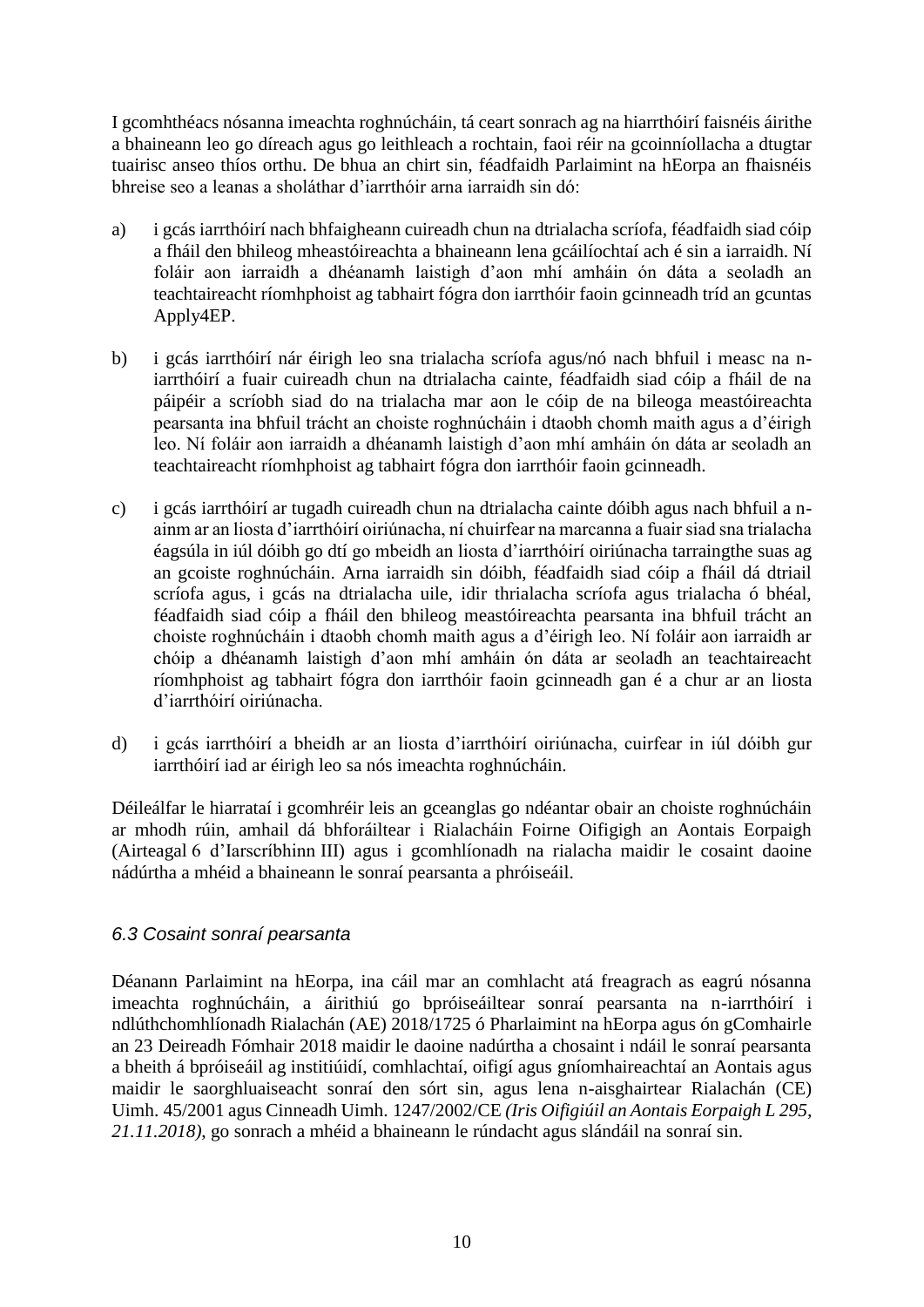I gcomhthéacs nósanna imeachta roghnúcháin, tá ceart sonrach ag na hiarrthóirí faisnéis áirithe a bhaineann leo go díreach agus go leithleach a rochtain, faoi réir na gcoinníollacha a dtugtar tuairisc anseo thíos orthu. De bhua an chirt sin, féadfaidh Parlaimint na hEorpa an fhaisnéis bhreise seo a leanas a sholáthar d'iarrthóir arna iarraidh sin dó:

a) i gcás iarrthóirí nach bhfaigheann cuireadh chun na dtrialacha scríofa, féadfaidh siad cóip a fháil den bhileog mheastóireachta a bhaineann lena gcáilíochtaí ach é sin a iarraidh. Ní foláir aon iarraidh a dhéanamh laistigh d'aon mhí amháin ón dáta a seoladh an teachtaireacht ríomhphoist ag tabhairt fógra don iarrthóir faoin gcinneadh tríd an gcuntas Apply4EP.

b) i gcás iarrthóirí nár éirigh leo sna trialacha scríofa agus/nó nach bhfuil i measc na n-iarrthóirí a fuair cuireadh chun na dtrialacha cainte, féadfaidh siad cóip a fháil de na páipéir a scríobh siad do na trialacha mar aon le cóip de na bileoga meastóireachta pearsanta ina bhfuil trácht an choiste roghnúcháin i dtaobh chomh maith agus a d'éirigh leo. Ní foláir aon iarraidh a dhéanamh laistigh d'aon mhí amháin ón dáta ar seoladh an teachtaireacht ríomhphoist ag tabhairt fógra don iarrthóir faoin gcinneadh.

c) i gcás iarrthóirí ar tugadh cuireadh chun na dtrialacha cainte dóibh agus nach bhfuil a n-ainm ar an liosta d'iarrthóirí oiriúnacha, ní chuirfear na marcanna a fuair siad sna trialacha éagsúla in iúl dóibh go dtí go mbeidh an liosta d'iarrthóirí oiriúnacha tarraingthe suas ag an gcoiste roghnúcháin. Arna iarraidh sin dóibh, féadfaidh siad cóip a fháil dá dtriail scríofa agus, i gcás na dtrialacha uile, idir thrialacha scríofa agus trialacha ó bhéal, féadfaidh siad cóip a fháil den bhileog meastóireachta pearsanta ina bhfuil trácht an choiste roghnúcháin i dtaobh chomh maith agus a d'éirigh leo. Ní foláir aon iarraidh ar chóip a dhéanamh laistigh d'aon mhí amháin ón dáta ar seoladh an teachtaireacht ríomhphoist ag tabhairt fógra don iarrthóir faoin gcinneadh gan é a chur ar an liosta d'iarrthóirí oiriúnacha.

d) i gcás iarrthóirí a bheidh ar an liosta d'iarrthóirí oiriúnacha, cuirfear in iúl dóibh gur iarrthóirí iad ar éirigh leo sa nós imeachta roghnúcháin.

Déileálfar le hiarrataí i gcomhréir leis an gceanglas go ndéantar obair an choiste roghnúcháin ar mhodh rúin, amhail dá bhforáiltear i Rialacháin Foirne Oifigigh an Aontais Eorpaigh (Airteagal 6 d'Iarscríbhinn III) agus i gcomhlíonadh na rialacha maidir le cosaint daoine nádúrtha a mhéid a bhaineann le sonraí pearsanta a phróiseáil.

### *6.3 Cosaint sonraí pearsanta*

Déanann Parlaimint na hEorpa, ina cáil mar an comhlacht atá freagrach as eagrú nósanna imeachta roghnúcháin, a áirithiú go bpróiseáiltear sonraí pearsanta na n-iarrthóirí i ndlúthchomhlíonadh Rialachán (AE) 2018/1725 ó Pharlaimint na hEorpa agus ón gComhairle an 23 Deireadh Fómhair 2018 maidir le daoine nadúrtha a chosaint i ndáil le sonraí pearsanta a bheith á bpróiseáil ag institiúidí, comhlachtaí, oifigí agus gníomhaireachtaí an Aontais agus maidir le saorghluaiseacht sonraí den sórt sin, agus lena n-aisghairtear Rialachán (CE) Uimh. 45/2001 agus Cinneadh Uimh. 1247/2002/CE *(Iris Oifigiúil an Aontais Eorpaigh L 295, 21.11.2018)*, go sonrach a mhéid a bhaineann le rúndacht agus slándáil na sonraí sin.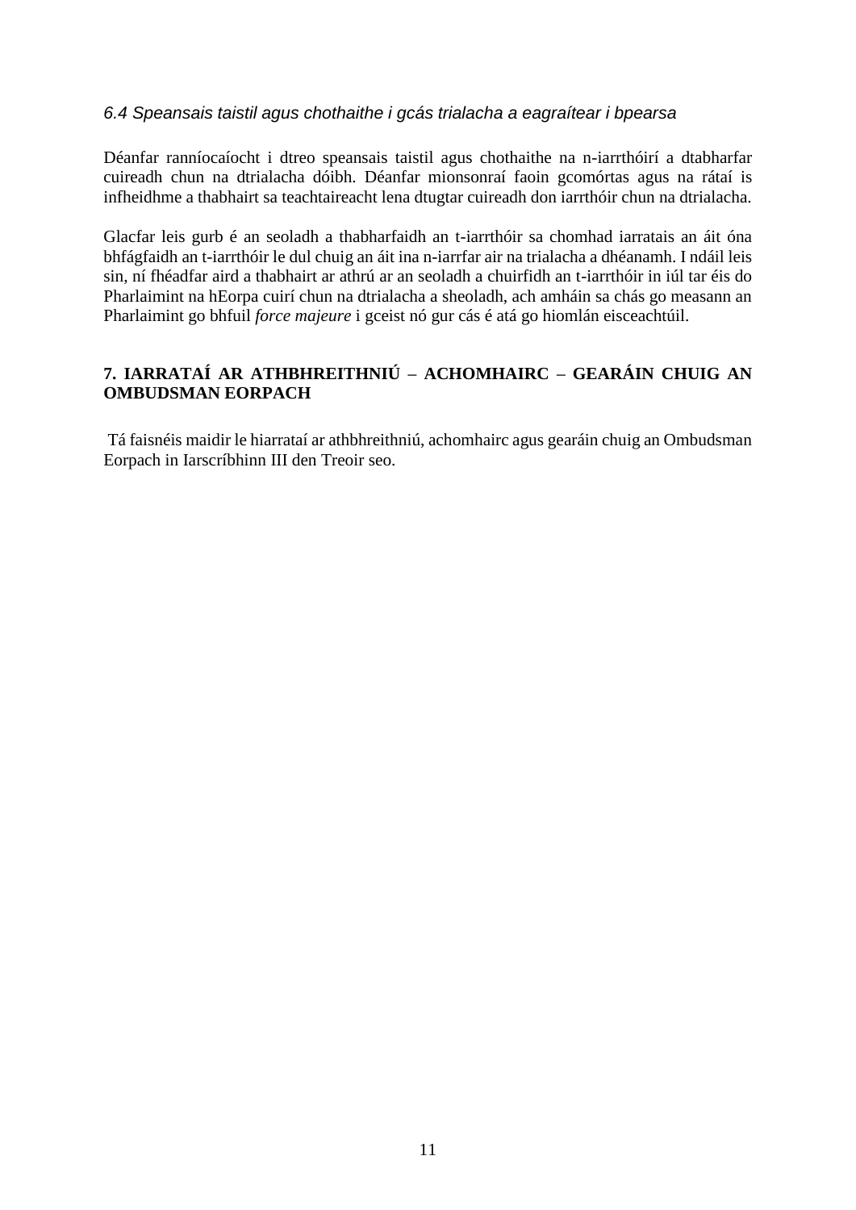### *6.4 Speansais taistil agus chothaithe i gcás trialacha a eagraítear i bpearsa*

Déanfar ranníocaíocht i dtreo speansais taistil agus chothaithe na n-iarrthóirí a dtabharfar cuireadh chun na dtrialacha dóibh. Déanfar mionsonraí faoin gcomórtas agus na rátaí is infheidhme a thabhairt sa teachtaireacht lena dtugtar cuireadh don iarrthóir chun na dtrialacha.

Glacfar leis gurb é an seoladh a thabharfaidh an t-iarrthóir sa chomhad iarratais an áit óna bhfágfaidh an t-iarrthóir le dul chuig an áit ina n-iarrfar air na trialacha a dhéanamh. I ndáil leis sin, ní fhéadfar aird a thabhairt ar athrú ar an seoladh a chuirfidh an t-iarrthóir in iúl tar éis do Pharlaimint na hEorpa cuirí chun na dtrialacha a sheoladh, ach amháin sa chás go measann an Pharlaimint go bhfuil *force majeure* i gceist nó gur cás é atá go hiomlán eisceachtúil.

## 7. IARRATAÍ AR ATHBHREITHNIÚ – ACHOMHAIRC – GEARÁIN CHUIG AN OMBUDSMAN EORPACH

Tá faisnéis maidir le hiarrataí ar athbhreithniú, achomhairc agus gearáin chuig an Ombudsman Eorpach in Iarscríbhinn III den Treoir seo.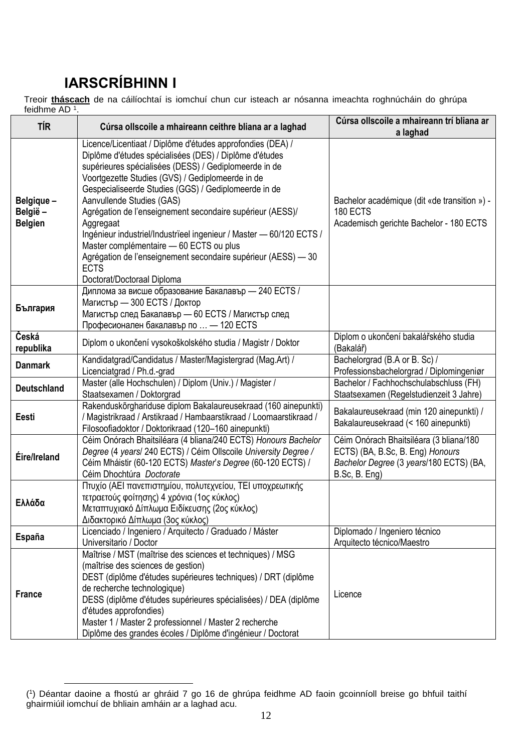# IARSCRÍBHINN I

Treoir **tháscach** de na cáilíochtaí is iomchuí chun cur isteach ar nósanna imeachta roghnúcháin do ghrúpa feidhme AD [1].

| TÍR | Cúrsa ollscoile a mhaireann ceithre bliana ar a laghad | Cúrsa ollscoile a mhaireann trí bliana ar a laghad |
|---|---|---|
| **Belgique – België – Belgien** | Licence/Licentiaat / Diplôme d'études approfondies (DEA) / Diplôme d'études spécialisées (DES) / Diplôme d'études supérieures spécialisées (DESS) / Gediplomeerde in de Voortgezette Studies (GVS) / Gediplomeerde in de Gespecialiseerde Studies (GGS) / Gediplomeerde in de Aanvullende Studies (GAS)<br>Agrégation de l'enseignement secondaire supérieur (AESS)/ Aggregaat<br>Ingénieur industriel/Industrïeel ingenieur / Master — 60/120 ECTS / Master complémentaire — 60 ECTS ou plus<br>Agrégation de l'enseignement secondaire supérieur (AESS) — 30 ECTS<br>Doctorat/Doctoraal Diploma | Bachelor académique (dit «de transition ») - 180 ECTS<br>Academisch gerichte Bachelor - 180 ECTS |
| **България** | Диплома за висше образование Бакалавър — 240 ECTS / Магистър — 300 ECTS / Доктор<br>Магистър след Бакалавър — 60 ECTS / Магистър след Професионален бакалавър по … — 120 ECTS | |
| **Česká republika** | Diplom o ukončení vysokoškolského studia / Magistr / Doktor | Diplom o ukončení bakalářského studia (Bakalář) |
| **Danmark** | Kandidatgrad/Candidatus / Master/Magistergrad (Mag.Art) / Licenciatgrad / Ph.d.-grad | Bachelorgrad (B.A or B. Sc) / Professionsbachelorgrad / Diplomingeniør |
| **Deutschland** | Master (alle Hochschulen) / Diplom (Univ.) / Magister / Staatsexamen / Doktorgrad | Bachelor / Fachhochschulabschluss (FH) Staatsexamen (Regelstudienzeit 3 Jahre) |
| **Eesti** | Rakenduskõrghariduse diplom Bakalaureusekraad (160 ainepunkti) / Magistrikraad / Arstikraad / Hambaarstikraad / Loomaarstikraad / Filosoofiadoktor / Doktorikraad (120–160 ainepunkti) | Bakalaureusekraad (min 120 ainepunkti) / Bakalaureusekraad (< 160 ainepunkti) |
| **Éire/Ireland** | Céim Onórach Bhaitsiléara (4 bliana/240 ECTS) *Honours Bachelor Degree* (4 *years*/ 240 ECTS) / Céim Ollscoile *University Degree /* Céim Mháistir (60-120 ECTS) *Master's Degree* (60-120 ECTS) / Céim Dhochtúra *Doctorate* | Céim Onórach Bhaitsiléara (3 bliana/180 ECTS) (BA, B.Sc, B. Eng) *Honours Bachelor Degree* (3 *years*/180 ECTS) (BA, B.Sc, B. Eng) |
| **Ελλάδα** | Πτυχίο (ΑΕΙ πανεπιστημίου, πολυτεχνείου, ΤΕΙ υποχρεωτικής τετραετούς φοίτησης) 4 χρόνια (1ος κύκλος)<br>Μεταπτυχιακό Δίπλωμα Ειδίκευσης (2ος κύκλος)<br>Διδακτορικό Δίπλωμα (3ος κύκλος) | |
| **España** | Licenciado / Ingeniero / Arquitecto / Graduado / Máster Universitario / Doctor | Diplomado / Ingeniero técnico Arquitecto técnico/Maestro |
| **France** | Maîtrise / MST (maîtrise des sciences et techniques) / MSG (maîtrise des sciences de gestion)<br>DEST (diplôme d'études supérieures techniques) / DRT (diplôme de recherche technologique)<br>DESS (diplôme d'études supérieures spécialisées) / DEA (diplôme d'études approfondies)<br>Master 1 / Master 2 professionnel / Master 2 recherche<br>Diplôme des grandes écoles / Diplôme d'ingénieur / Doctorat | Licence |

[1] Déantar daoine a fhostú ar ghráid 7 go 16 de ghrúpa feidhme AD faoin gcoinníoll breise go bhfuil taithí ghairmiúil iomchuí de bhliain amháin ar a laghad acu.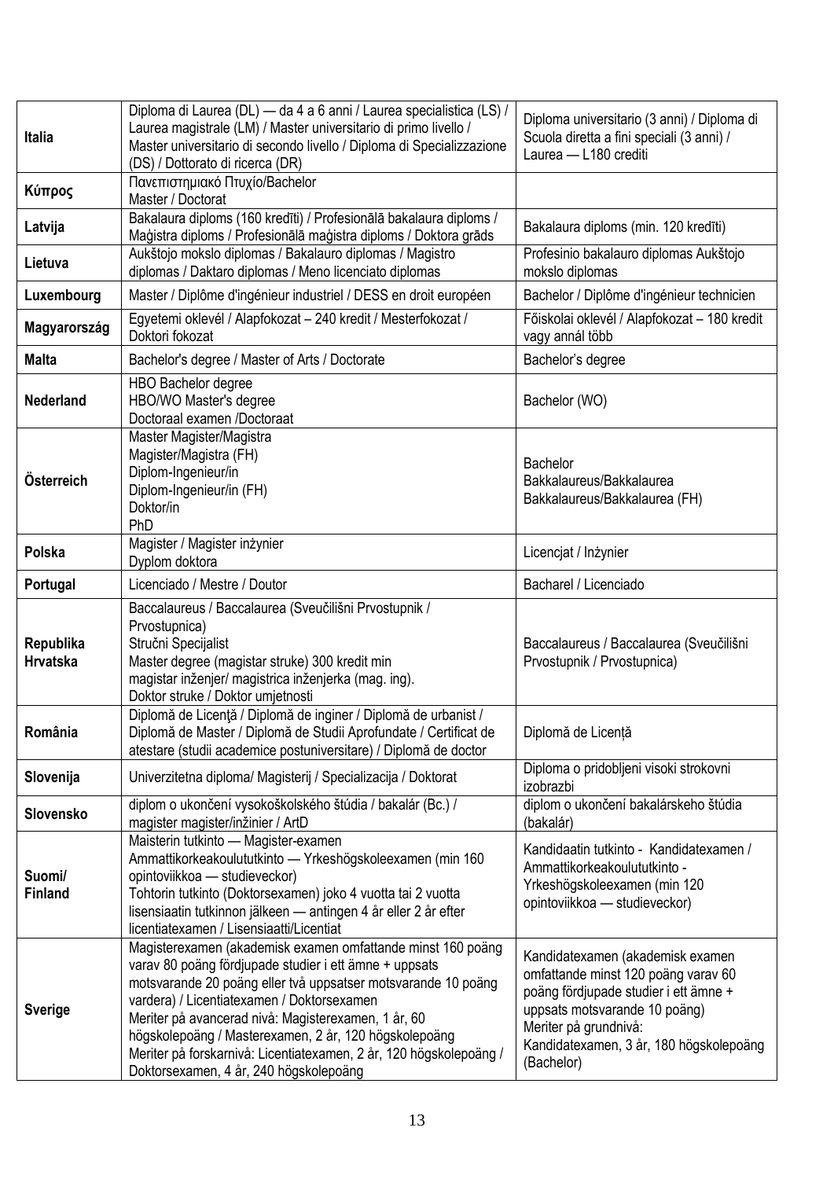| | | |
|---|---|---|
| **Italia** | Diploma di Laurea (DL) — da 4 a 6 anni / Laurea specialistica (LS) / Laurea magistrale (LM) / Master universitario di primo livello / Master universitario di secondo livello / Diploma di Specializzazione (DS) / Dottorato di ricerca (DR) | Diploma universitario (3 anni) / Diploma di Scuola diretta a fini speciali (3 anni) / Laurea — L180 crediti |
| **Κύπρος** | Πανεπιστημιακό Πτυχίο/Bachelor<br>Master / Doctorat | |
| **Latvija** | Bakalaura diploms (160 kredīti) / Profesionālā bakalaura diploms / Maģistra diploms / Profesionālā maģistra diploms / Doktora grāds | Bakalaura diploms (min. 120 kredīti) |
| **Lietuva** | Aukštojo mokslo diplomas / Bakalauro diplomas / Magistro diplomas / Daktaro diplomas / Meno licenciato diplomas | Profesinio bakalauro diplomas Aukštojo mokslo diplomas |
| **Luxembourg** | Master / Diplôme d'ingénieur industriel / DESS en droit européen | Bachelor / Diplôme d'ingénieur technicien |
| **Magyarország** | Egyetemi oklevél / Alapfokozat – 240 kredit / Mesterfokozat / Doktori fokozat | Főiskolai oklevél / Alapfokozat – 180 kredit vagy annál több |
| **Malta** | Bachelor's degree / Master of Arts / Doctorate | Bachelor's degree |
| **Nederland** | HBO Bachelor degree<br>HBO/WO Master's degree<br>Doctoraal examen /Doctoraat | Bachelor (WO) |
| **Österreich** | Master Magister/Magistra<br>Magister/Magistra (FH)<br>Diplom-Ingenieur/in<br>Diplom-Ingenieur/in (FH)<br>Doktor/in<br>PhD | Bachelor<br>Bakkalaureus/Bakkalaurea<br>Bakkalaureus/Bakkalaurea (FH) |
| **Polska** | Magister / Magister inżynier<br>Dyplom doktora | Licencjat / Inżynier |
| **Portugal** | Licenciado / Mestre / Doutor | Bacharel / Licenciado |
| **Republika Hrvatska** | Baccalaureus / Baccalaurea (Sveučilišni Prvostupnik / Prvostupnica)<br>Stručni Specijalist<br>Master degree (magistar struke) 300 kredit min<br>magistar inženjer/ magistrica inženjerka (mag. ing).<br>Doktor struke / Doktor umjetnosti | Baccalaureus / Baccalaurea (Sveučilišni Prvostupnik / Prvostupnica) |
| **România** | Diplomă de Licenţă / Diplomă de inginer / Diplomă de urbanist / Diplomă de Master / Diplomă de Studii Aprofundate / Certificat de atestare (studii academice postuniversitare) / Diplomă de doctor | Diplomă de Licență |
| **Slovenija** | Univerzitetna diploma/ Magisterij / Specializacija / Doktorat | Diploma o pridobljeni visoki strokovni izobrazbi |
| **Slovensko** | diplom o ukončení vysokoškolského štúdia / bakalár (Bc.) / magister magister/inžinier / ArtD | diplom o ukončení bakalárskeho štúdia (bakalár) |
| **Suomi/ Finland** | Maisterin tutkinto — Magister-examen<br>Ammattikorkeakoulututkinto — Yrkeshögskoleexamen (min 160 opintoviikkoa — studieveckor)<br>Tohtorin tutkinto (Doktorsexamen) joko 4 vuotta tai 2 vuotta lisensiaatin tutkinnon jälkeen — antingen 4 år eller 2 år efter licentiatexamen / Lisensiaatti/Licentiat | Kandidaatin tutkinto - Kandidatexamen / Ammattikorkeakoulututkinto - Yrkeshögskoleexamen (min 120 opintoviikkoa — studieveckor) |
| **Sverige** | Magisterexamen (akademisk examen omfattande minst 160 poäng varav 80 poäng fördjupade studier i ett ämne + uppsats motsvarande 20 poäng eller två uppsatser motsvarande 10 poäng vardera) / Licentiatexamen / Doktorsexamen<br>Meriter på avancerad nivå: Magisterexamen, 1 år, 60 högskolepoäng / Masterexamen, 2 år, 120 högskolepoäng<br>Meriter på forskarnivå: Licentiatexamen, 2 år, 120 högskolepoäng / Doktorsexamen, 4 år, 240 högskolepoäng | Kandidatexamen (akademisk examen omfattande minst 120 poäng varav 60 poäng fördjupade studier i ett ämne + uppsats motsvarande 10 poäng)<br>Meriter på grundnivå:<br>Kandidatexamen, 3 år, 180 högskolepoäng (Bachelor) |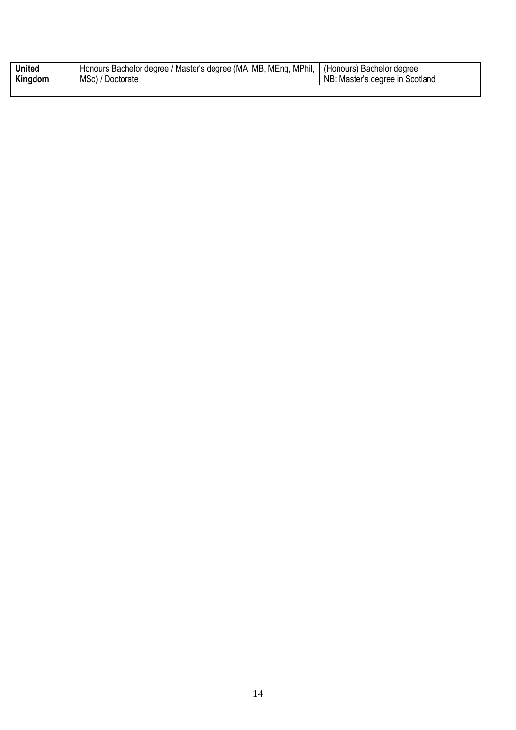| | | |
|---|---|---|
| **United Kingdom** | Honours Bachelor degree / Master's degree (MA, MB, MEng, MPhil, MSc) / Doctorate | (Honours) Bachelor degree<br>NB: Master's degree in Scotland |
| | | |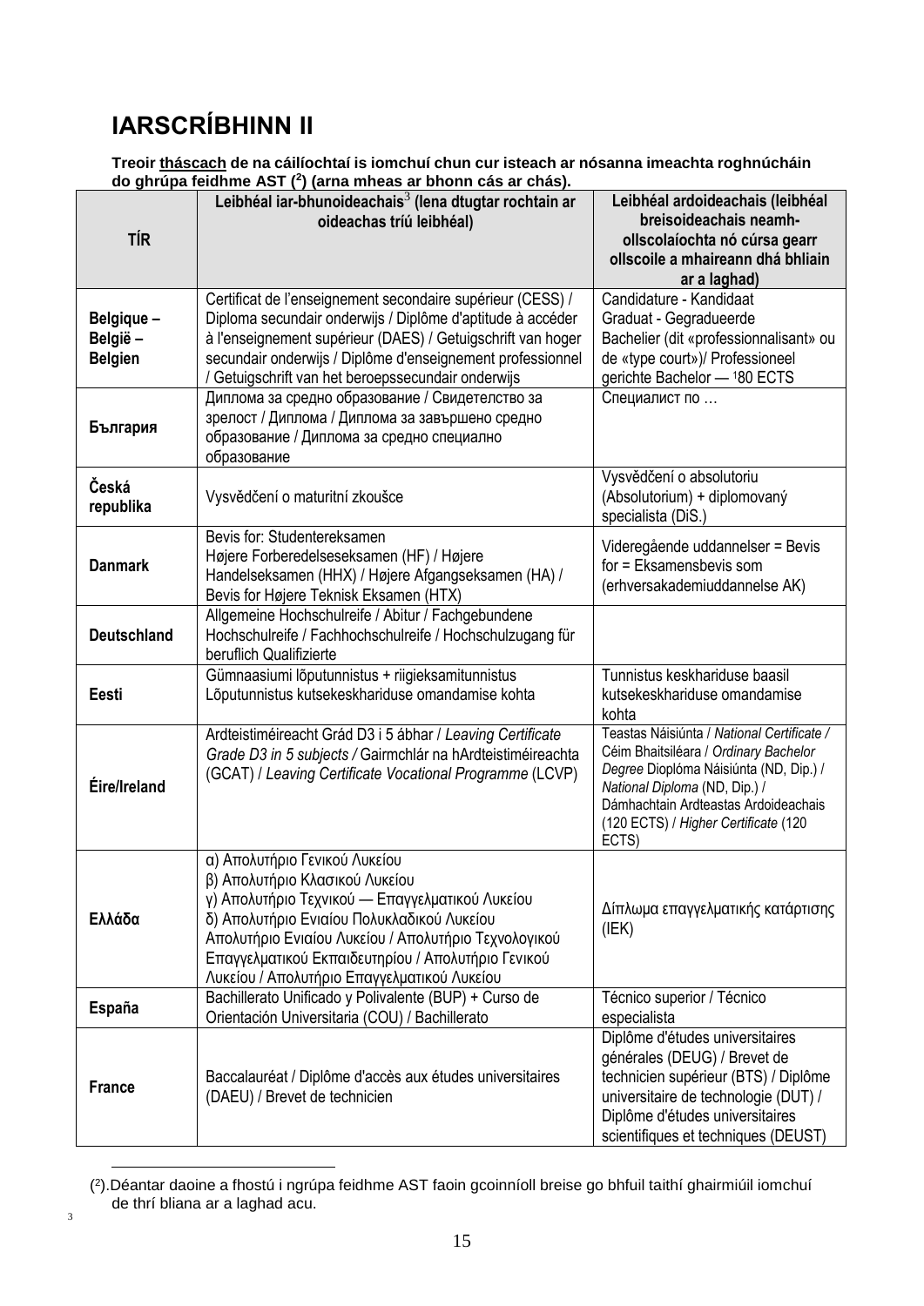# IARSCRÍBHINN II

**Treoir <u>tháscach</u> de na cáilíochtaí is iomchuí chun cur isteach ar nósanna imeachta roghnúcháin do ghrúpa feidhme AST ([2]) (arna mheas ar bhonn cás ar chás).**

| TÍR | Leibhéal iar-bhunoideachais[3] (lena dtugtar rochtain ar oideachas tríú leibhéal) | Leibhéal ardoideachais (leibhéal breisoideachais neamh-ollscolaíochta nó cúrsa gearr ollscoile a mhaireann dhá bhliain ar a laghad) |
|---|---|---|
| **Belgique – België – Belgien** | Certificat de l'enseignement secondaire supérieur (CESS) / Diploma secundair onderwijs / Diplôme d'aptitude à accéder à l'enseignement supérieur (DAES) / Getuigschrift van hoger secundair onderwijs / Diplôme d'enseignement professionnel / Getuigschrift van het beroepssecundair onderwijs | Candidature - Kandidaat Graduat - Gegradueerde Bachelier (dit «professionnalisant» ou de «type court»)/ Professioneel gerichte Bachelor — 180 ECTS |
| **България** | Диплома за средно образование / Свидетелство за зрелост / Диплома / Диплома за завършено средно образование / Диплома за средно специално образование | Специалист по … |
| **Česká republika** | Vysvědčení o maturitní zkoušce | Vysvědčení o absolutoriu (Absolutorium) + diplomovaný specialista (DiS.) |
| **Danmark** | Bevis for: Studentereksamen Højere Forberedelseseksamen (HF) / Højere Handelseksamen (HHX) / Højere Afgangseksamen (HA) / Bevis for Højere Teknisk Eksamen (HTX) | Videregående uddannelser = Bevis for = Eksamensbevis som (erhversakademiuddannelse AK) |
| **Deutschland** | Allgemeine Hochschulreife / Abitur / Fachgebundene Hochschulreife / Fachhochschulreife / Hochschulzugang für beruflich Qualifizierte | |
| **Eesti** | Gümnaasiumi lõputunnistus + riigieksamitunnistus Lõputunnistus kutsekeskhariduse omandamise kohta | Tunnistus keskhariduse baasil kutsekeskhariduse omandamise kohta |
| **Éire/Ireland** | Ardteistiméireacht Grád D3 i 5 ábhar / *Leaving Certificate Grade D3 in 5 subjects /* Gairmchlár na hArdteistiméireachta (GCAT) / *Leaving Certificate Vocational Programme* (LCVP) | Teastas Náisiúnta / *National Certificate /* Céim Bhaitsiléara / *Ordinary Bachelor Degree* Dioplóma Náisiúnta (ND, Dip.) / *National Diploma* (ND, Dip.) / Dámhachtain Ardteastas Ardoideachais (120 ECTS) / *Higher Certificate* (120 ECTS) |
| **Ελλάδα** | α) Απολυτήριο Γενικού Λυκείου β) Απολυτήριο Κλασικού Λυκείου γ) Απολυτήριο Τεχνικού — Επαγγελματικού Λυκείου δ) Απολυτήριο Ενιαίου Πολυκλαδικού Λυκείου Απολυτήριο Ενιαίου Λυκείου / Απολυτήριο Τεχνολογικού Επαγγελματικού Εκπαιδευτηρίου / Απολυτήριο Γενικού Λυκείου / Απολυτήριο Επαγγελματικού Λυκείου | Δίπλωμα επαγγελματικής κατάρτισης (IEK) |
| **España** | Bachillerato Unificado y Polivalente (BUP) + Curso de Orientación Universitaria (COU) / Bachillerato | Técnico superior / Técnico especialista |
| **France** | Baccalauréat / Diplôme d'accès aux études universitaires (DAEU) / Brevet de technicien | Diplôme d'études universitaires générales (DEUG) / Brevet de technicien supérieur (BTS) / Diplôme universitaire de technologie (DUT) / Diplôme d'études universitaires scientifiques et techniques (DEUST) |

([2]).Déantar daoine a fhostú i ngrúpa feidhme AST faoin gcoinníoll breise go bhfuil taithí ghairmiúil iomchuí de thrí bliana ar a laghad acu.

[3]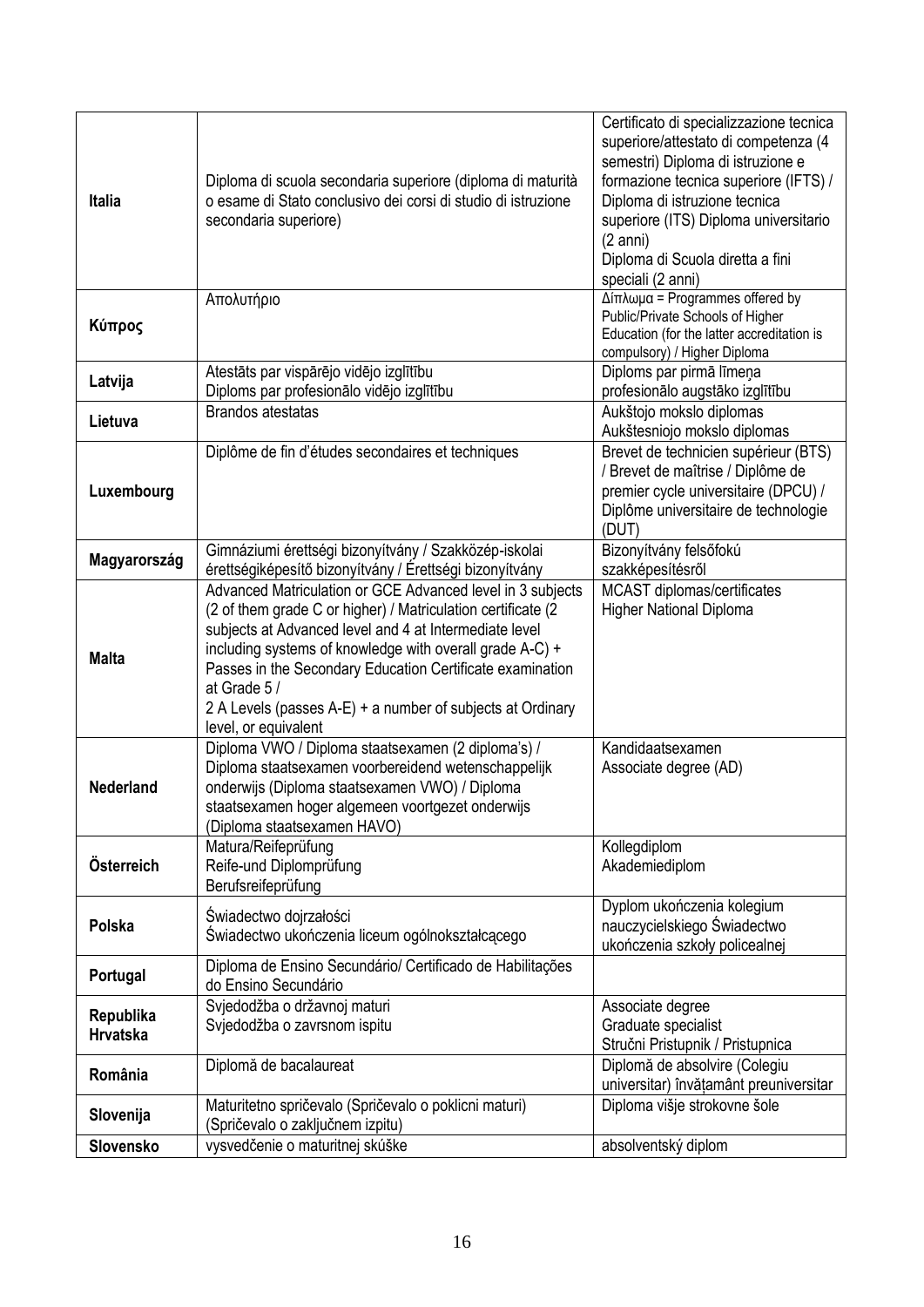| | | |
|---|---|---|
| **Italia** | Diploma di scuola secondaria superiore (diploma di maturità o esame di Stato conclusivo dei corsi di studio di istruzione secondaria superiore) | Certificato di specializzazione tecnica superiore/attestato di competenza (4 semestri) Diploma di istruzione e formazione tecnica superiore (IFTS) / Diploma di istruzione tecnica superiore (ITS) Diploma universitario (2 anni)<br>Diploma di Scuola diretta a fini speciali (2 anni) |
| **Κύπρος** | Απολυτήριο | Δίπλωμα = Programmes offered by Public/Private Schools of Higher Education (for the latter accreditation is compulsory) / Higher Diploma |
| **Latvija** | Atestāts par vispārējo vidējo izglītību<br>Diploms par profesionālo vidējo izglītību | Diploms par pirmā līmeņa profesionālo augstāko izglītību |
| **Lietuva** | Brandos atestatas | Aukštojo mokslo diplomas<br>Aukštesniojo mokslo diplomas |
| **Luxembourg** | Diplôme de fin d'études secondaires et techniques | Brevet de technicien supérieur (BTS) / Brevet de maîtrise / Diplôme de premier cycle universitaire (DPCU) / Diplôme universitaire de technologie (DUT) |
| **Magyarország** | Gimnáziumi érettségi bizonyítvány / Szakközép-iskolai érettségiképesítő bizonyítvány / Érettségi bizonyítvány | Bizonyítvány felsőfokú szakképesítésről |
| **Malta** | Advanced Matriculation or GCE Advanced level in 3 subjects (2 of them grade C or higher) / Matriculation certificate (2 subjects at Advanced level and 4 at Intermediate level including systems of knowledge with overall grade A-C) + Passes in the Secondary Education Certificate examination at Grade 5 /<br>2 A Levels (passes A-E) + a number of subjects at Ordinary level, or equivalent | MCAST diplomas/certificates<br>Higher National Diploma |
| **Nederland** | Diploma VWO / Diploma staatsexamen (2 diploma's) / Diploma staatsexamen voorbereidend wetenschappelijk onderwijs (Diploma staatsexamen VWO) / Diploma staatsexamen hoger algemeen voortgezet onderwijs (Diploma staatsexamen HAVO) | Kandidaatsexamen<br>Associate degree (AD) |
| **Österreich** | Matura/Reifeprüfung<br>Reife-und Diplomprüfung<br>Berufsreifeprüfung | Kollegdiplom<br>Akademiediplom |
| **Polska** | Świadectwo dojrzałości<br>Świadectwo ukończenia liceum ogólnokształcącego | Dyplom ukończenia kolegium nauczycielskiego Świadectwo ukończenia szkoły policealnej |
| **Portugal** | Diploma de Ensino Secundário/ Certificado de Habilitações do Ensino Secundário | |
| **Republika Hrvatska** | Svjedodžba o državnoj maturi<br>Svjedodžba o zavrsnom ispitu | Associate degree<br>Graduate specialist<br>Stručni Pristupnik / Pristupnica |
| **România** | Diplomă de bacalaureat | Diplomă de absolvire (Colegiu universitar) învățamânt preuniversitar |
| **Slovenija** | Maturitetno spričevalo (Spričevalo o poklicni maturi) (Spričevalo o zaključnem izpitu) | Diploma višje strokovne šole |
| **Slovensko** | vysvedčenie o maturitnej skúške | absolventský diplom |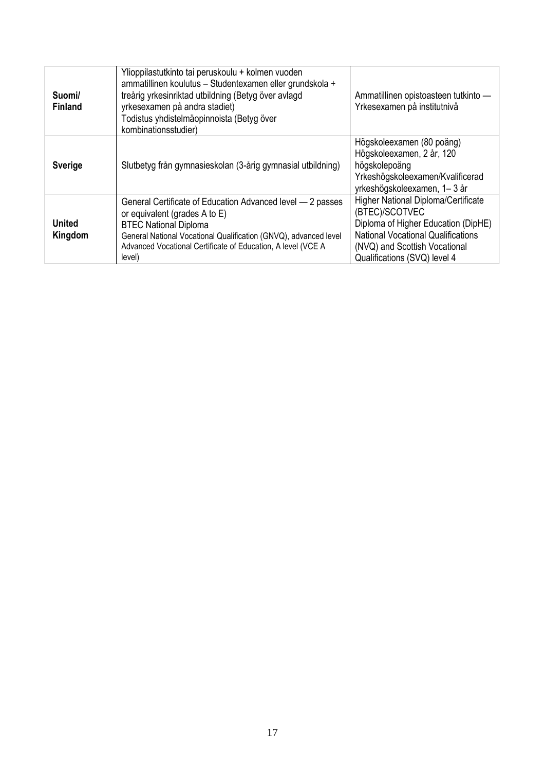| | | |
|---|---|---|
| **Suomi/ Finland** | Ylioppilastutkinto tai peruskoulu + kolmen vuoden ammatillinen koulutus – Studentexamen eller grundskola + treårig yrkesinriktad utbildning (Betyg över avlagd yrkesexamen på andra stadiet)<br>Todistus yhdistelmäopinnoista (Betyg över kombinationsstudier) | Ammatillinen opistoasteen tutkinto — Yrkesexamen på institutnivå |
| **Sverige** | Slutbetyg från gymnasieskolan (3-årig gymnasial utbildning) | Högskoleexamen (80 poäng)<br>Högskoleexamen, 2 år, 120 högskolepoäng<br>Yrkeshögskoleexamen/Kvalificerad yrkeshögskoleexamen, 1– 3 år |
| **United Kingdom** | General Certificate of Education Advanced level — 2 passes or equivalent (grades A to E)<br>BTEC National Diploma<br>General National Vocational Qualification (GNVQ), advanced level<br>Advanced Vocational Certificate of Education, A level (VCE A level) | Higher National Diploma/Certificate (BTEC)/SCOTVEC<br>Diploma of Higher Education (DipHE)<br>National Vocational Qualifications (NVQ) and Scottish Vocational Qualifications (SVQ) level 4 |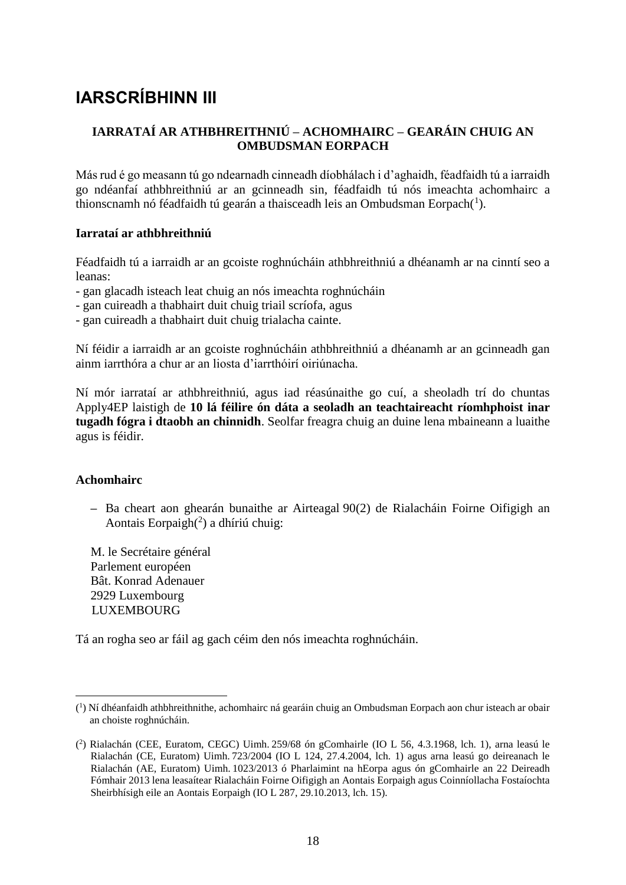# IARSCRÍBHINN III

**IARRATAÍ AR ATHBHREITHNIÚ – ACHOMHAIRC – GEARÁIN CHUIG AN OMBUDSMAN EORPACH**

Más rud é go measann tú go ndearnadh cinneadh díobhálach i d'aghaidh, féadfaidh tú a iarraidh go ndéanfaí athbhreithniú ar an gcinneadh sin, féadfaidh tú nós imeachta achomhairc a thionscnamh nó féadfaidh tú gearán a thaisceadh leis an Ombudsman Eorpach([1]).

**Iarrataí ar athbhreithniú**

Féadfaidh tú a iarraidh ar an gcoiste roghnúcháin athbhreithniú a dhéanamh ar na cinntí seo a leanas:
- gan glacadh isteach leat chuig an nós imeachta roghnúcháin
- gan cuireadh a thabhairt duit chuig triail scríofa, agus
- gan cuireadh a thabhairt duit chuig trialacha cainte.

Ní féidir a iarraidh ar an gcoiste roghnúcháin athbhreithniú a dhéanamh ar an gcinneadh gan ainm iarrthóra a chur ar an liosta d'iarrthóirí oiriúnacha.

Ní mór iarrataí ar athbhreithniú, agus iad réasúnaithe go cuí, a sheoladh trí do chuntas Apply4EP laistigh de **10 lá féilire ón dáta a seoladh an teachtaireacht ríomhphoist inar tugadh fógra i dtaobh an chinnidh**. Seolfar freagra chuig an duine lena mbaineann a luaithe agus is féidir.

**Achomhairc**

- Ba cheart aon ghearán bunaithe ar Airteagal 90(2) de Rialacháin Foirne Oifigigh an Aontais Eorpaigh([2]) a dhíriú chuig:

M. le Secrétaire général
Parlement européen
Bât. Konrad Adenauer
2929 Luxembourg
LUXEMBOURG

Tá an rogha seo ar fáil ag gach céim den nós imeachta roghnúcháin.

---

([1]) Ní dhéanfaidh athbhreithnithe, achomhairc ná gearáin chuig an Ombudsman Eorpach aon chur isteach ar obair an choiste roghnúcháin.

([2]) Rialachán (CEE, Euratom, CEGC) Uimh. 259/68 ón gComhairle (IO L 56, 4.3.1968, lch. 1), arna leasú le Rialachán (CE, Euratom) Uimh. 723/2004 (IO L 124, 27.4.2004, lch. 1) agus arna leasú go deireanach le Rialachán (AE, Euratom) Uimh. 1023/2013 ó Pharlaimint na hEorpa agus ón gComhairle an 22 Deireadh Fómhair 2013 lena leasaítear Rialacháin Foirne Oifigigh an Aontais Eorpaigh agus Coinníollacha Fostaíochta Sheirbhísigh eile an Aontais Eorpaigh (IO L 287, 29.10.2013, lch. 15).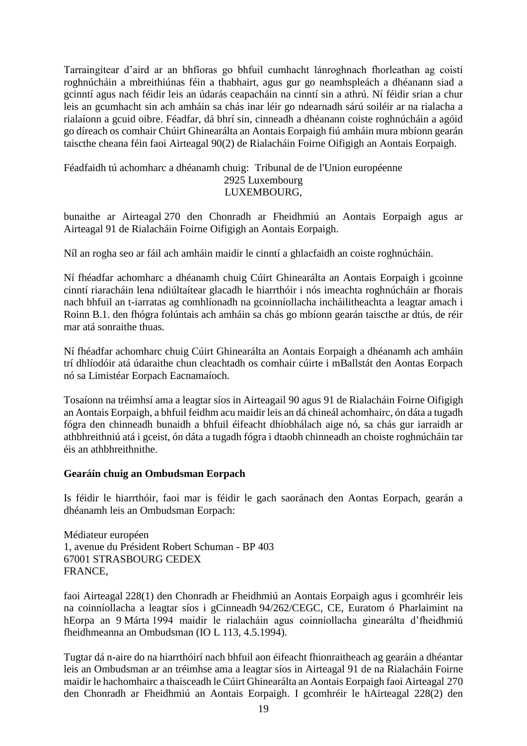Tarraingítear d'aird ar an bhfíoras go bhfuil cumhacht lánroghnach fhorleathan ag coistí roghnúcháin a mbreithiúnas féin a thabhairt, agus gur go neamhspleách a dhéanann siad a gcinntí agus nach féidir leis an údarás ceapacháin na cinntí sin a athrú. Ní féidir srian a chur leis an gcumhacht sin ach amháin sa chás inar léir go ndearnadh sárú soiléir ar na rialacha a rialaíonn a gcuid oibre. Féadfar, dá bhrí sin, cinneadh a dhéanann coiste roghnúcháin a agóid go díreach os comhair Chúirt Ghinearálta an Aontais Eorpaigh fiú amháin mura mbíonn gearán taiscthe cheana féin faoi Airteagal 90(2) de Rialacháin Foirne Oifigigh an Aontais Eorpaigh.

Féadfaidh tú achomharc a dhéanamh chuig: Tribunal de de l'Union européenne
2925 Luxembourg
LUXEMBOURG,

bunaithe ar Airteagal 270 den Chonradh ar Fheidhmiú an Aontais Eorpaigh agus ar Airteagal 91 de Rialacháin Foirne Oifigigh an Aontais Eorpaigh.

Níl an rogha seo ar fáil ach amháin maidir le cinntí a ghlacfaidh an coiste roghnúcháin.

Ní fhéadfar achomharc a dhéanamh chuig Cúirt Ghinearálta an Aontais Eorpaigh i gcoinne cinntí riaracháin lena ndiúltaítear glacadh le hiarrthóir i nós imeachta roghnúcháin ar fhorais nach bhfuil an t-iarratas ag comhlíonadh na gcoinníollacha incháilitheachta a leagtar amach i Roinn B.1. den fhógra folúntais ach amháin sa chás go mbíonn gearán taiscthe ar dtús, de réir mar atá sonraithe thuas.

Ní fhéadfar achomharc chuig Cúirt Ghinearálta an Aontais Eorpaigh a dhéanamh ach amháin trí dhlíodóir atá údaraithe chun cleachtadh os comhair cúirte i mBallstát den Aontas Eorpach nó sa Limistéar Eorpach Eacnamaíoch.

Tosaíonn na tréimhsí ama a leagtar síos in Airteagail 90 agus 91 de Rialacháin Foirne Oifigigh an Aontais Eorpaigh, a bhfuil feidhm acu maidir leis an dá chineál achomhairc, ón dáta a tugadh fógra den chinneadh bunaidh a bhfuil éifeacht dhíobhálach aige nó, sa chás gur iarraidh ar athbhreithniú atá i gceist, ón dáta a tugadh fógra i dtaobh chinneadh an choiste roghnúcháin tar éis an athbhreithnithe.

**Gearáin chuig an Ombudsman Eorpach**

Is féidir le hiarrthóir, faoi mar is féidir le gach saoránach den Aontas Eorpach, gearán a dhéanamh leis an Ombudsman Eorpach:

Médiateur européen
1, avenue du Président Robert Schuman - BP 403
67001 STRASBOURG CEDEX
FRANCE,

faoi Airteagal 228(1) den Chonradh ar Fheidhmiú an Aontais Eorpaigh agus i gcomhréir leis na coinníollacha a leagtar síos i gCinneadh 94/262/CEGC, CE, Euratom ó Pharlaimint na hEorpa an 9 Márta 1994 maidir le rialacháin agus coinníollacha ginearálta d'fheidhmiú fheidhmeanna an Ombudsman (IO L 113, 4.5.1994).

Tugtar dá n-aire do na hiarrthóirí nach bhfuil aon éifeacht fhionraitheach ag gearáin a dhéantar leis an Ombudsman ar an tréimhse ama a leagtar síos in Airteagal 91 de na Rialacháin Foirne maidir le hachomhairc a thaisceadh le Cúirt Ghinearálta an Aontais Eorpaigh faoi Airteagal 270 den Chonradh ar Fheidhmiú an Aontais Eorpaigh. I gcomhréir le hAirteagal 228(2) den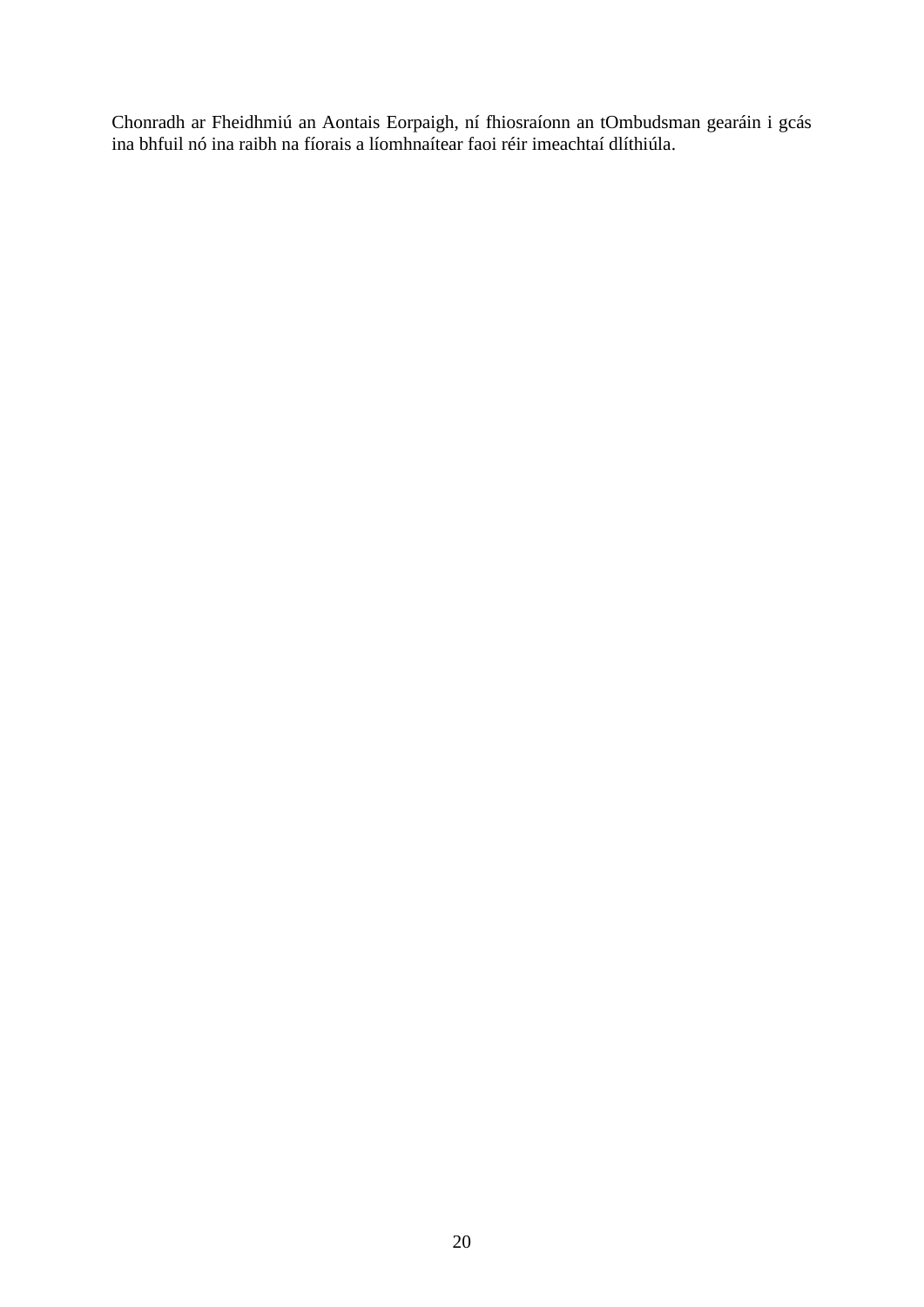Chonradh ar Fheidhmiú an Aontais Eorpaigh, ní fhiosraíonn an tOmbudsman gearáin i gcás ina bhfuil nó ina raibh na fíorais a líomhnaítear faoi réir imeachtaí dlíthiúla.